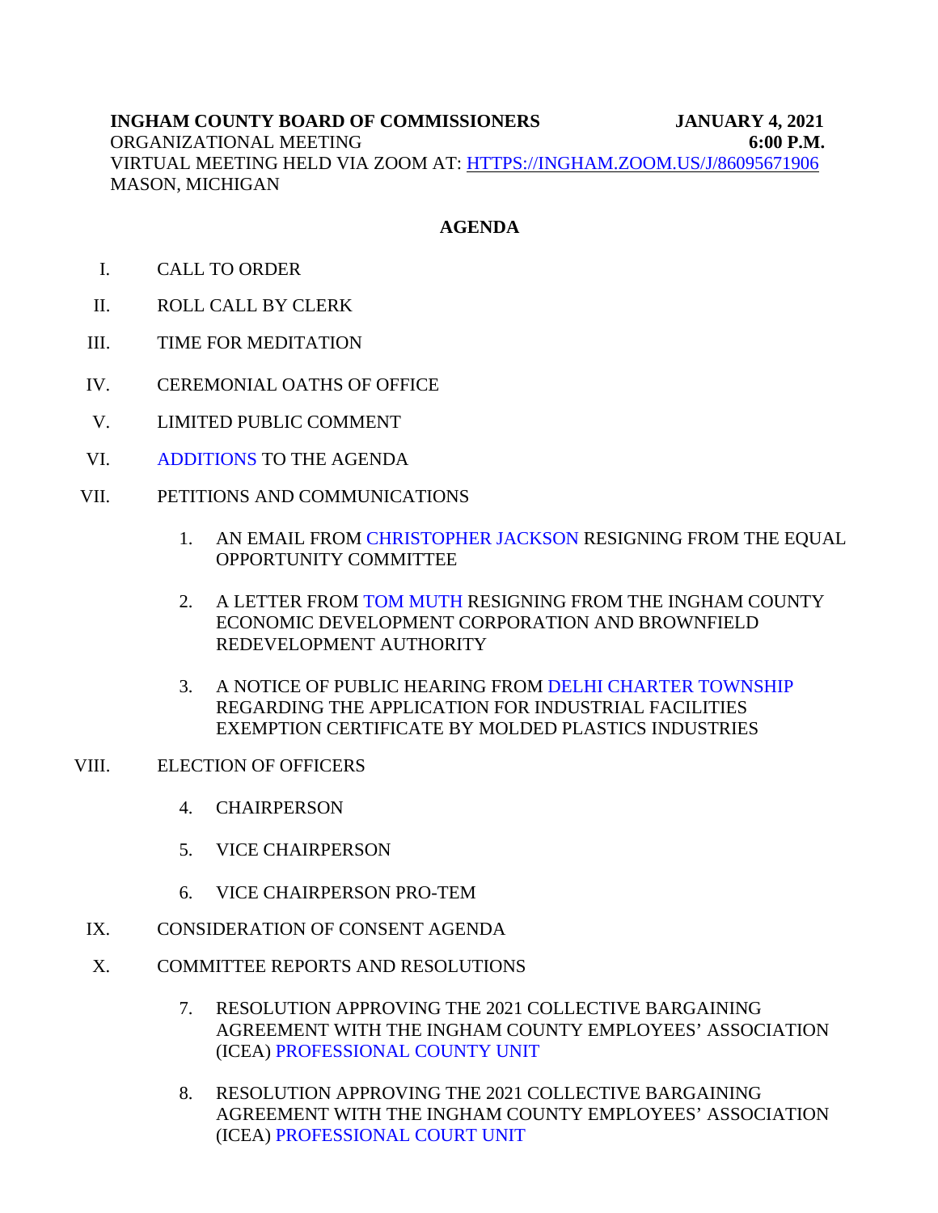**INGHAM COUNTY BOARD OF COMMISSIONERS** **JANUARY 4, 2021**
ORGANIZATIONAL MEETING **6:00 P.M.**
VIRTUAL MEETING HELD VIA ZOOM AT: HTTPS://INGHAM.ZOOM.US/J/86095671906
MASON, MICHIGAN

## AGENDA

I. CALL TO ORDER

II. ROLL CALL BY CLERK

III. TIME FOR MEDITATION

IV. CEREMONIAL OATHS OF OFFICE

V. LIMITED PUBLIC COMMENT

VI. ADDITIONS TO THE AGENDA

VII. PETITIONS AND COMMUNICATIONS

1. AN EMAIL FROM CHRISTOPHER JACKSON RESIGNING FROM THE EQUAL OPPORTUNITY COMMITTEE

2. A LETTER FROM TOM MUTH RESIGNING FROM THE INGHAM COUNTY ECONOMIC DEVELOPMENT CORPORATION AND BROWNFIELD REDEVELOPMENT AUTHORITY

3. A NOTICE OF PUBLIC HEARING FROM DELHI CHARTER TOWNSHIP REGARDING THE APPLICATION FOR INDUSTRIAL FACILITIES EXEMPTION CERTIFICATE BY MOLDED PLASTICS INDUSTRIES

VIII. ELECTION OF OFFICERS

4. CHAIRPERSON

5. VICE CHAIRPERSON

6. VICE CHAIRPERSON PRO-TEM

IX. CONSIDERATION OF CONSENT AGENDA

X. COMMITTEE REPORTS AND RESOLUTIONS

7. RESOLUTION APPROVING THE 2021 COLLECTIVE BARGAINING AGREEMENT WITH THE INGHAM COUNTY EMPLOYEES' ASSOCIATION (ICEA) PROFESSIONAL COUNTY UNIT

8. RESOLUTION APPROVING THE 2021 COLLECTIVE BARGAINING AGREEMENT WITH THE INGHAM COUNTY EMPLOYEES' ASSOCIATION (ICEA) PROFESSIONAL COURT UNIT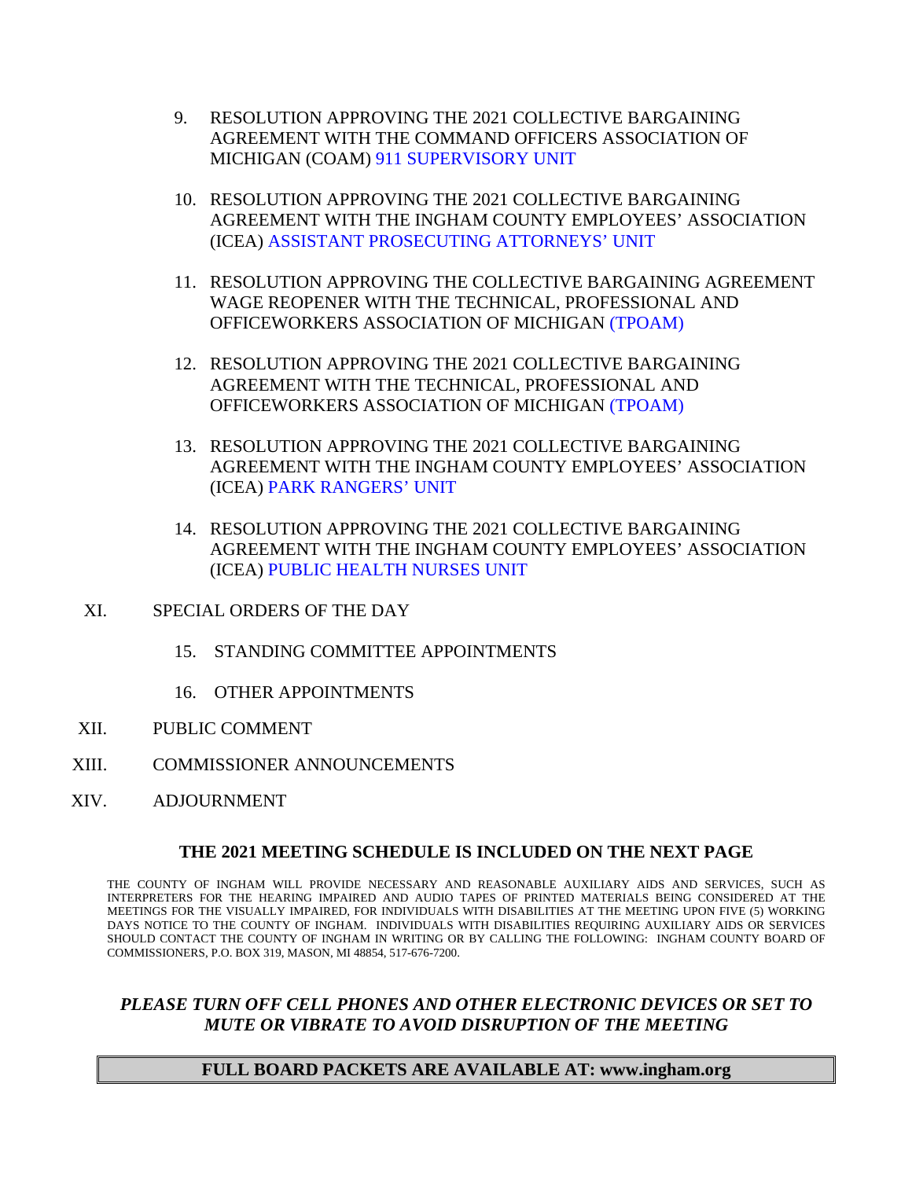9. RESOLUTION APPROVING THE 2021 COLLECTIVE BARGAINING AGREEMENT WITH THE COMMAND OFFICERS ASSOCIATION OF MICHIGAN (COAM) 911 SUPERVISORY UNIT

10. RESOLUTION APPROVING THE 2021 COLLECTIVE BARGAINING AGREEMENT WITH THE INGHAM COUNTY EMPLOYEES' ASSOCIATION (ICEA) ASSISTANT PROSECUTING ATTORNEYS' UNIT

11. RESOLUTION APPROVING THE COLLECTIVE BARGAINING AGREEMENT WAGE REOPENER WITH THE TECHNICAL, PROFESSIONAL AND OFFICEWORKERS ASSOCIATION OF MICHIGAN (TPOAM)

12. RESOLUTION APPROVING THE 2021 COLLECTIVE BARGAINING AGREEMENT WITH THE TECHNICAL, PROFESSIONAL AND OFFICEWORKERS ASSOCIATION OF MICHIGAN (TPOAM)

13. RESOLUTION APPROVING THE 2021 COLLECTIVE BARGAINING AGREEMENT WITH THE INGHAM COUNTY EMPLOYEES' ASSOCIATION (ICEA) PARK RANGERS' UNIT

14. RESOLUTION APPROVING THE 2021 COLLECTIVE BARGAINING AGREEMENT WITH THE INGHAM COUNTY EMPLOYEES' ASSOCIATION (ICEA) PUBLIC HEALTH NURSES UNIT

XI. SPECIAL ORDERS OF THE DAY

15. STANDING COMMITTEE APPOINTMENTS

16. OTHER APPOINTMENTS

XII. PUBLIC COMMENT

XIII. COMMISSIONER ANNOUNCEMENTS

XIV. ADJOURNMENT

**THE 2021 MEETING SCHEDULE IS INCLUDED ON THE NEXT PAGE**

THE COUNTY OF INGHAM WILL PROVIDE NECESSARY AND REASONABLE AUXILIARY AIDS AND SERVICES, SUCH AS INTERPRETERS FOR THE HEARING IMPAIRED AND AUDIO TAPES OF PRINTED MATERIALS BEING CONSIDERED AT THE MEETINGS FOR THE VISUALLY IMPAIRED, FOR INDIVIDUALS WITH DISABILITIES AT THE MEETING UPON FIVE (5) WORKING DAYS NOTICE TO THE COUNTY OF INGHAM. INDIVIDUALS WITH DISABILITIES REQUIRING AUXILIARY AIDS OR SERVICES SHOULD CONTACT THE COUNTY OF INGHAM IN WRITING OR BY CALLING THE FOLLOWING: INGHAM COUNTY BOARD OF COMMISSIONERS, P.O. BOX 319, MASON, MI 48854, 517-676-7200.

***PLEASE TURN OFF CELL PHONES AND OTHER ELECTRONIC DEVICES OR SET TO MUTE OR VIBRATE TO AVOID DISRUPTION OF THE MEETING***

**FULL BOARD PACKETS ARE AVAILABLE AT: www.ingham.org**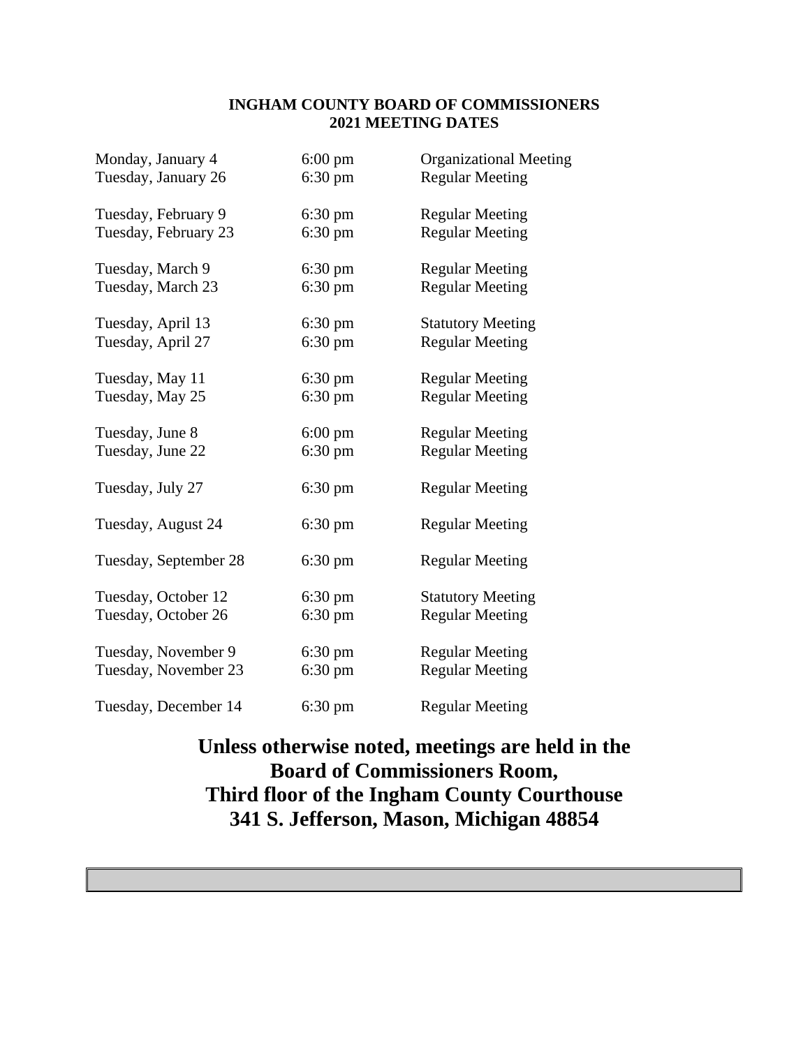**INGHAM COUNTY BOARD OF COMMISSIONERS**
**2021 MEETING DATES**

| | | |
|---|---|---|
| Monday, January 4 | 6:00 pm | Organizational Meeting |
| Tuesday, January 26 | 6:30 pm | Regular Meeting |
| Tuesday, February 9 | 6:30 pm | Regular Meeting |
| Tuesday, February 23 | 6:30 pm | Regular Meeting |
| Tuesday, March 9 | 6:30 pm | Regular Meeting |
| Tuesday, March 23 | 6:30 pm | Regular Meeting |
| Tuesday, April 13 | 6:30 pm | Statutory Meeting |
| Tuesday, April 27 | 6:30 pm | Regular Meeting |
| Tuesday, May 11 | 6:30 pm | Regular Meeting |
| Tuesday, May 25 | 6:30 pm | Regular Meeting |
| Tuesday, June 8 | 6:00 pm | Regular Meeting |
| Tuesday, June 22 | 6:30 pm | Regular Meeting |
| Tuesday, July 27 | 6:30 pm | Regular Meeting |
| Tuesday, August 24 | 6:30 pm | Regular Meeting |
| Tuesday, September 28 | 6:30 pm | Regular Meeting |
| Tuesday, October 12 | 6:30 pm | Statutory Meeting |
| Tuesday, October 26 | 6:30 pm | Regular Meeting |
| Tuesday, November 9 | 6:30 pm | Regular Meeting |
| Tuesday, November 23 | 6:30 pm | Regular Meeting |
| Tuesday, December 14 | 6:30 pm | Regular Meeting |

**Unless otherwise noted, meetings are held in the Board of Commissioners Room, Third floor of the Ingham County Courthouse 341 S. Jefferson, Mason, Michigan 48854**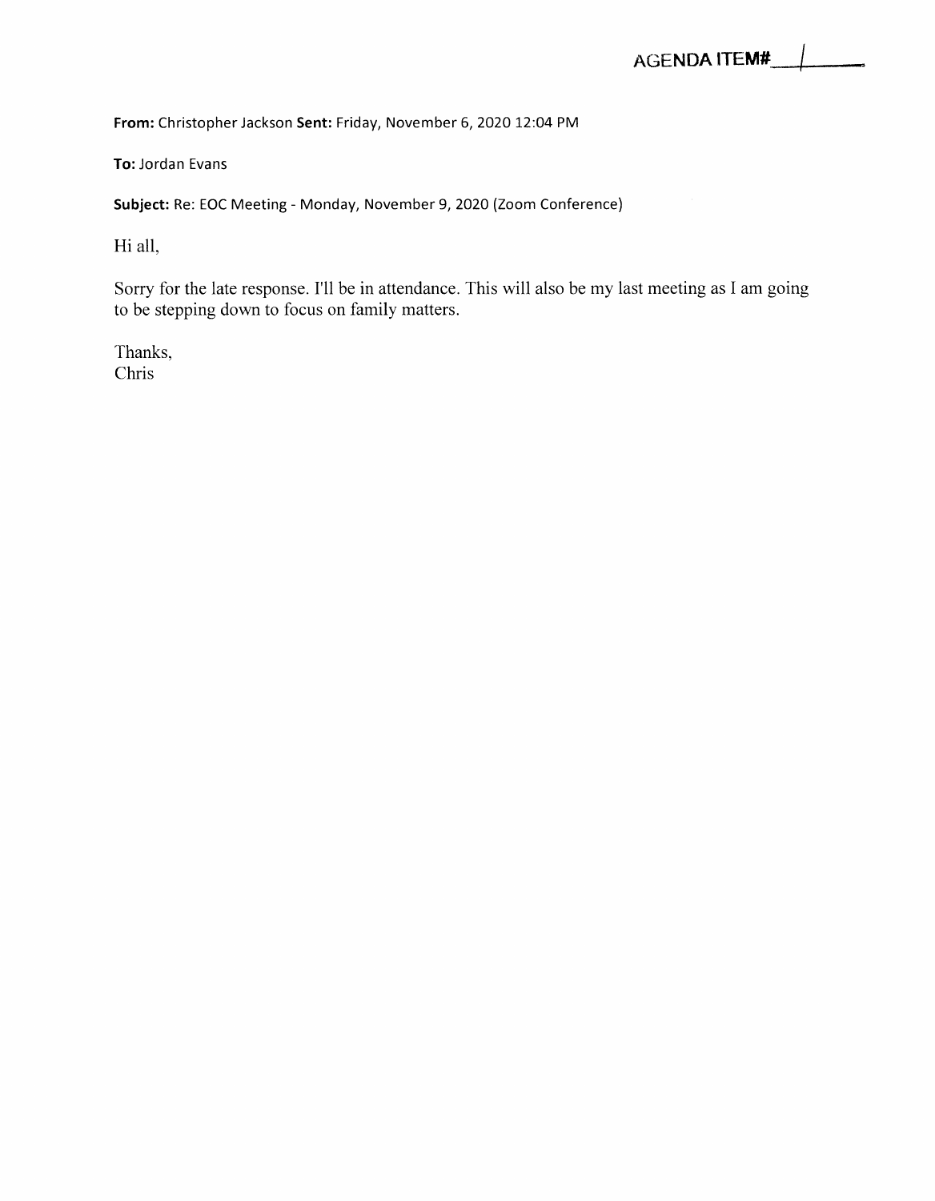AGENDA ITEM# 1

**From:** Christopher Jackson **Sent:** Friday, November 6, 2020 12:04 PM

**To:** Jordan Evans

**Subject:** Re: EOC Meeting - Monday, November 9, 2020 (Zoom Conference)

Hi all,

Sorry for the late response. I'll be in attendance. This will also be my last meeting as I am going to be stepping down to focus on family matters.

Thanks,
Chris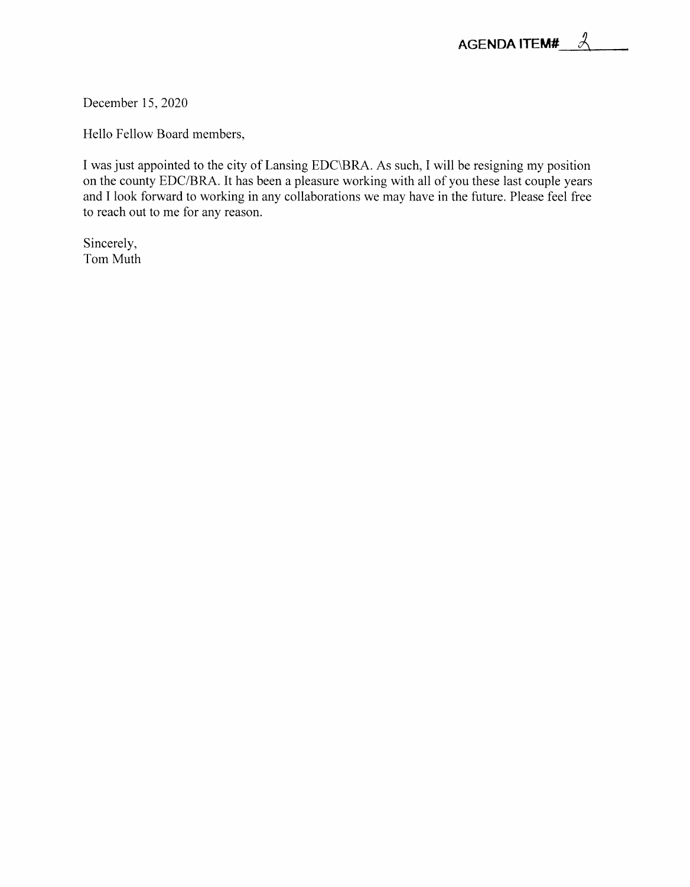**AGENDA ITEM# 2**

December 15, 2020

Hello Fellow Board members,

I was just appointed to the city of Lansing EDC\BRA. As such, I will be resigning my position on the county EDC/BRA. It has been a pleasure working with all of you these last couple years and I look forward to working in any collaborations we may have in the future. Please feel free to reach out to me for any reason.

Sincerely,
Tom Muth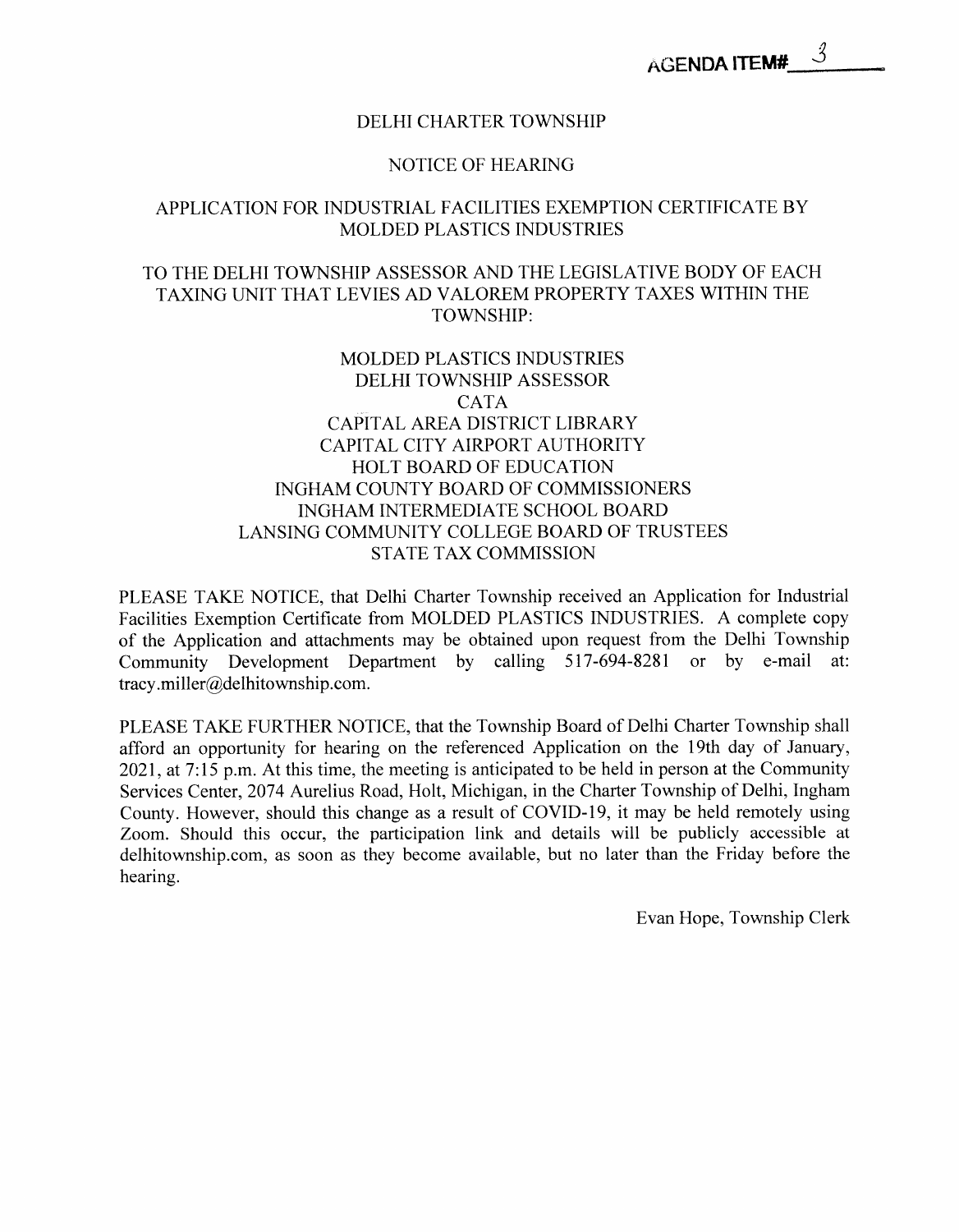**AGENDA ITEM# 3**

# DELHI CHARTER TOWNSHIP

## NOTICE OF HEARING

## APPLICATION FOR INDUSTRIAL FACILITIES EXEMPTION CERTIFICATE BY MOLDED PLASTICS INDUSTRIES

TO THE DELHI TOWNSHIP ASSESSOR AND THE LEGISLATIVE BODY OF EACH TAXING UNIT THAT LEVIES AD VALOREM PROPERTY TAXES WITHIN THE TOWNSHIP:

MOLDED PLASTICS INDUSTRIES
DELHI TOWNSHIP ASSESSOR
CATA
CAPITAL AREA DISTRICT LIBRARY
CAPITAL CITY AIRPORT AUTHORITY
HOLT BOARD OF EDUCATION
INGHAM COUNTY BOARD OF COMMISSIONERS
INGHAM INTERMEDIATE SCHOOL BOARD
LANSING COMMUNITY COLLEGE BOARD OF TRUSTEES
STATE TAX COMMISSION

PLEASE TAKE NOTICE, that Delhi Charter Township received an Application for Industrial Facilities Exemption Certificate from MOLDED PLASTICS INDUSTRIES. A complete copy of the Application and attachments may be obtained upon request from the Delhi Township Community Development Department by calling 517-694-8281 or by e-mail at: tracy.miller@delhitownship.com.

PLEASE TAKE FURTHER NOTICE, that the Township Board of Delhi Charter Township shall afford an opportunity for hearing on the referenced Application on the 19th day of January, 2021, at 7:15 p.m. At this time, the meeting is anticipated to be held in person at the Community Services Center, 2074 Aurelius Road, Holt, Michigan, in the Charter Township of Delhi, Ingham County. However, should this change as a result of COVID-19, it may be held remotely using Zoom. Should this occur, the participation link and details will be publicly accessible at delhitownship.com, as soon as they become available, but no later than the Friday before the hearing.

Evan Hope, Township Clerk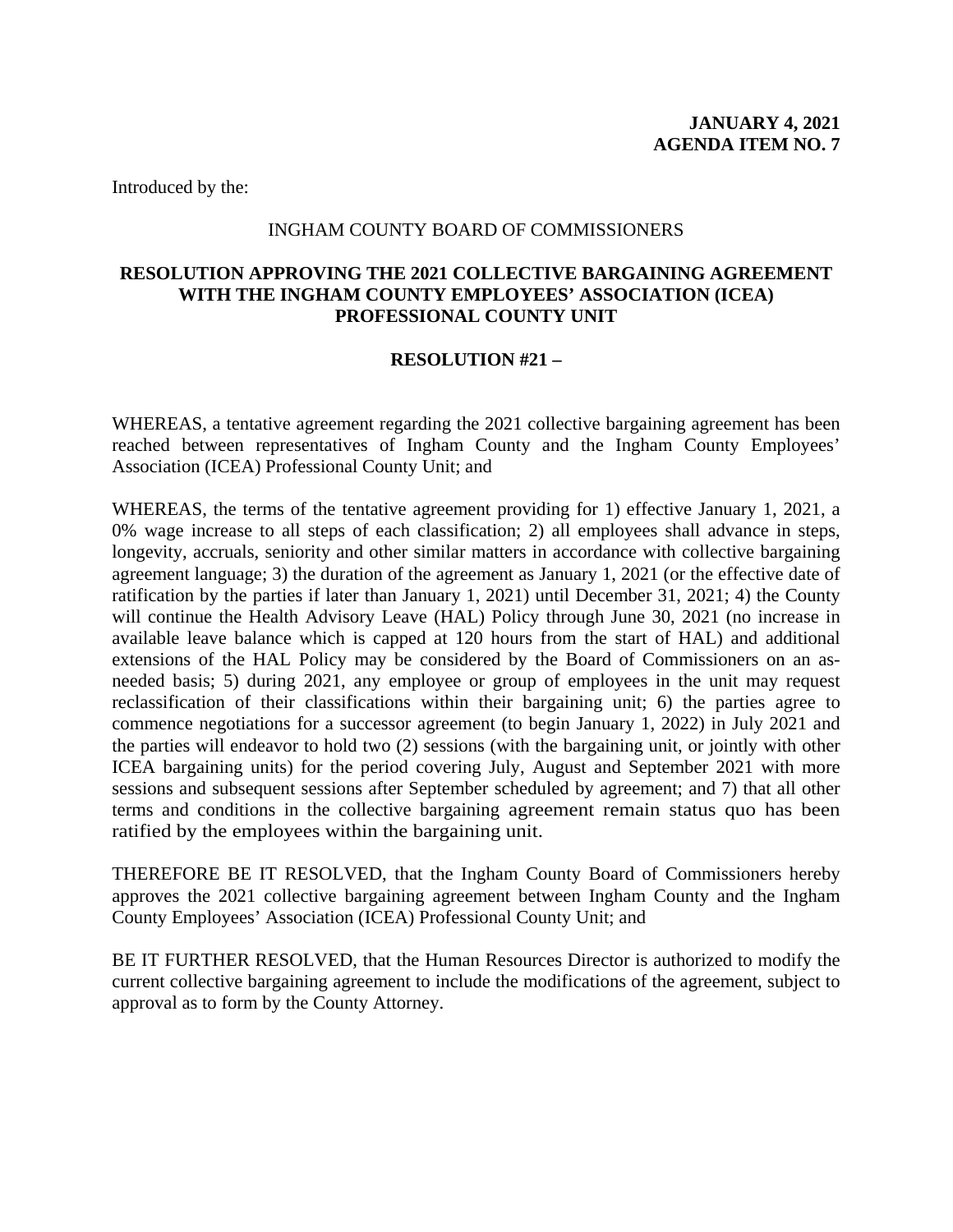**JANUARY 4, 2021**
**AGENDA ITEM NO. 7**

Introduced by the:

INGHAM COUNTY BOARD OF COMMISSIONERS

**RESOLUTION APPROVING THE 2021 COLLECTIVE BARGAINING AGREEMENT WITH THE INGHAM COUNTY EMPLOYEES' ASSOCIATION (ICEA) PROFESSIONAL COUNTY UNIT**

**RESOLUTION #21 –**

WHEREAS, a tentative agreement regarding the 2021 collective bargaining agreement has been reached between representatives of Ingham County and the Ingham County Employees' Association (ICEA) Professional County Unit; and

WHEREAS, the terms of the tentative agreement providing for 1) effective January 1, 2021, a 0% wage increase to all steps of each classification; 2) all employees shall advance in steps, longevity, accruals, seniority and other similar matters in accordance with collective bargaining agreement language; 3) the duration of the agreement as January 1, 2021 (or the effective date of ratification by the parties if later than January 1, 2021) until December 31, 2021; 4) the County will continue the Health Advisory Leave (HAL) Policy through June 30, 2021 (no increase in available leave balance which is capped at 120 hours from the start of HAL) and additional extensions of the HAL Policy may be considered by the Board of Commissioners on an as-needed basis; 5) during 2021, any employee or group of employees in the unit may request reclassification of their classifications within their bargaining unit; 6) the parties agree to commence negotiations for a successor agreement (to begin January 1, 2022) in July 2021 and the parties will endeavor to hold two (2) sessions (with the bargaining unit, or jointly with other ICEA bargaining units) for the period covering July, August and September 2021 with more sessions and subsequent sessions after September scheduled by agreement; and 7) that all other terms and conditions in the collective bargaining agreement remain status quo has been ratified by the employees within the bargaining unit.

THEREFORE BE IT RESOLVED, that the Ingham County Board of Commissioners hereby approves the 2021 collective bargaining agreement between Ingham County and the Ingham County Employees' Association (ICEA) Professional County Unit; and

BE IT FURTHER RESOLVED, that the Human Resources Director is authorized to modify the current collective bargaining agreement to include the modifications of the agreement, subject to approval as to form by the County Attorney.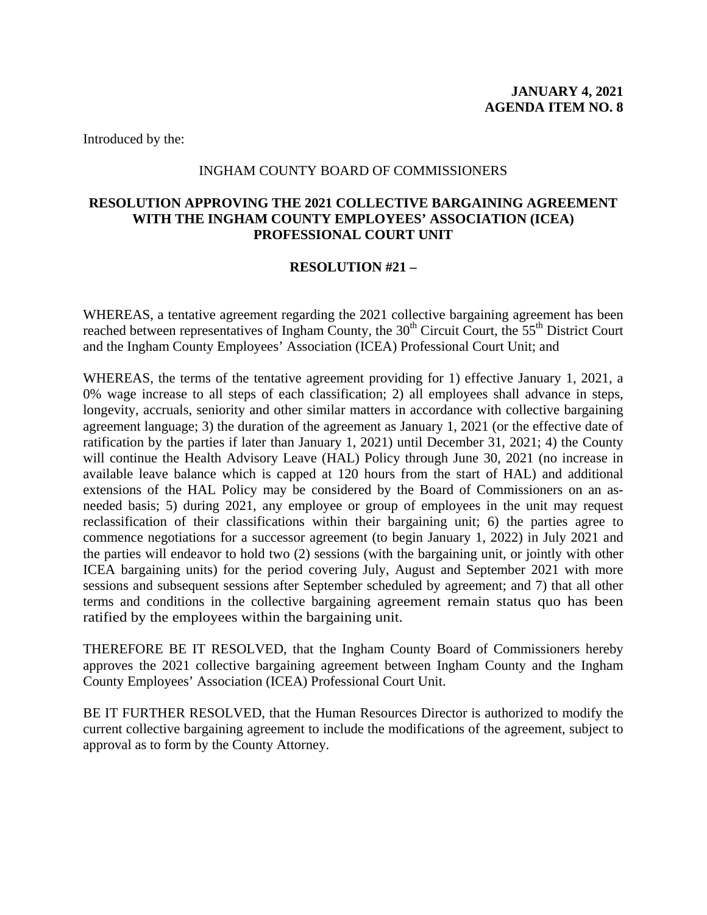**JANUARY 4, 2021**
**AGENDA ITEM NO. 8**

Introduced by the:

INGHAM COUNTY BOARD OF COMMISSIONERS

**RESOLUTION APPROVING THE 2021 COLLECTIVE BARGAINING AGREEMENT WITH THE INGHAM COUNTY EMPLOYEES' ASSOCIATION (ICEA) PROFESSIONAL COURT UNIT**

**RESOLUTION #21 –**

WHEREAS, a tentative agreement regarding the 2021 collective bargaining agreement has been reached between representatives of Ingham County, the 30th Circuit Court, the 55th District Court and the Ingham County Employees' Association (ICEA) Professional Court Unit; and

WHEREAS, the terms of the tentative agreement providing for 1) effective January 1, 2021, a 0% wage increase to all steps of each classification; 2) all employees shall advance in steps, longevity, accruals, seniority and other similar matters in accordance with collective bargaining agreement language; 3) the duration of the agreement as January 1, 2021 (or the effective date of ratification by the parties if later than January 1, 2021) until December 31, 2021; 4) the County will continue the Health Advisory Leave (HAL) Policy through June 30, 2021 (no increase in available leave balance which is capped at 120 hours from the start of HAL) and additional extensions of the HAL Policy may be considered by the Board of Commissioners on an as-needed basis; 5) during 2021, any employee or group of employees in the unit may request reclassification of their classifications within their bargaining unit; 6) the parties agree to commence negotiations for a successor agreement (to begin January 1, 2022) in July 2021 and the parties will endeavor to hold two (2) sessions (with the bargaining unit, or jointly with other ICEA bargaining units) for the period covering July, August and September 2021 with more sessions and subsequent sessions after September scheduled by agreement; and 7) that all other terms and conditions in the collective bargaining agreement remain status quo has been ratified by the employees within the bargaining unit.

THEREFORE BE IT RESOLVED, that the Ingham County Board of Commissioners hereby approves the 2021 collective bargaining agreement between Ingham County and the Ingham County Employees' Association (ICEA) Professional Court Unit.

BE IT FURTHER RESOLVED, that the Human Resources Director is authorized to modify the current collective bargaining agreement to include the modifications of the agreement, subject to approval as to form by the County Attorney.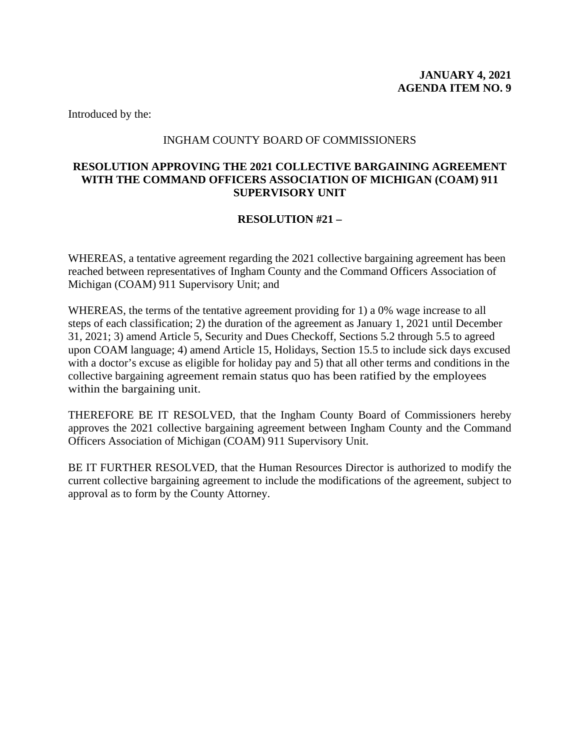**JANUARY 4, 2021**
**AGENDA ITEM NO. 9**

Introduced by the:

INGHAM COUNTY BOARD OF COMMISSIONERS

**RESOLUTION APPROVING THE 2021 COLLECTIVE BARGAINING AGREEMENT WITH THE COMMAND OFFICERS ASSOCIATION OF MICHIGAN (COAM) 911 SUPERVISORY UNIT**

**RESOLUTION #21 –**

WHEREAS, a tentative agreement regarding the 2021 collective bargaining agreement has been reached between representatives of Ingham County and the Command Officers Association of Michigan (COAM) 911 Supervisory Unit; and

WHEREAS, the terms of the tentative agreement providing for 1) a 0% wage increase to all steps of each classification; 2) the duration of the agreement as January 1, 2021 until December 31, 2021; 3) amend Article 5, Security and Dues Checkoff, Sections 5.2 through 5.5 to agreed upon COAM language; 4) amend Article 15, Holidays, Section 15.5 to include sick days excused with a doctor's excuse as eligible for holiday pay and 5) that all other terms and conditions in the collective bargaining agreement remain status quo has been ratified by the employees within the bargaining unit.

THEREFORE BE IT RESOLVED, that the Ingham County Board of Commissioners hereby approves the 2021 collective bargaining agreement between Ingham County and the Command Officers Association of Michigan (COAM) 911 Supervisory Unit.

BE IT FURTHER RESOLVED, that the Human Resources Director is authorized to modify the current collective bargaining agreement to include the modifications of the agreement, subject to approval as to form by the County Attorney.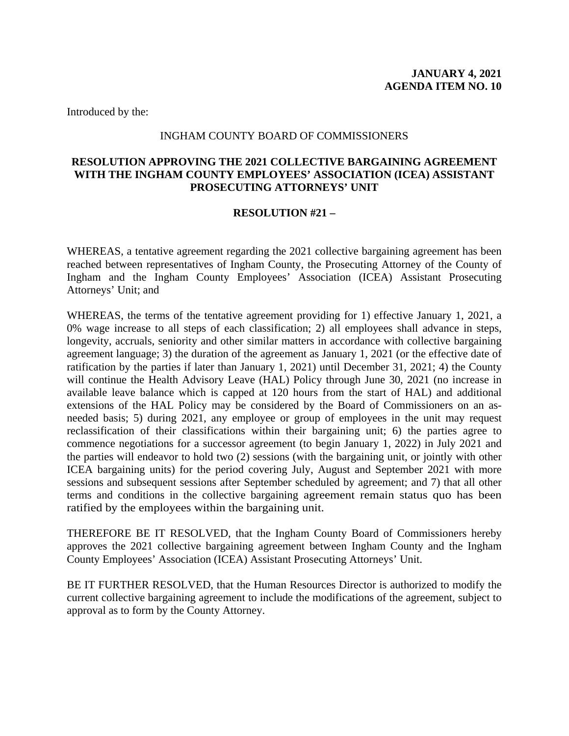**JANUARY 4, 2021**
**AGENDA ITEM NO. 10**

Introduced by the:

INGHAM COUNTY BOARD OF COMMISSIONERS

## RESOLUTION APPROVING THE 2021 COLLECTIVE BARGAINING AGREEMENT WITH THE INGHAM COUNTY EMPLOYEES' ASSOCIATION (ICEA) ASSISTANT PROSECUTING ATTORNEYS' UNIT

**RESOLUTION #21 –**

WHEREAS, a tentative agreement regarding the 2021 collective bargaining agreement has been reached between representatives of Ingham County, the Prosecuting Attorney of the County of Ingham and the Ingham County Employees' Association (ICEA) Assistant Prosecuting Attorneys' Unit; and

WHEREAS, the terms of the tentative agreement providing for 1) effective January 1, 2021, a 0% wage increase to all steps of each classification; 2) all employees shall advance in steps, longevity, accruals, seniority and other similar matters in accordance with collective bargaining agreement language; 3) the duration of the agreement as January 1, 2021 (or the effective date of ratification by the parties if later than January 1, 2021) until December 31, 2021; 4) the County will continue the Health Advisory Leave (HAL) Policy through June 30, 2021 (no increase in available leave balance which is capped at 120 hours from the start of HAL) and additional extensions of the HAL Policy may be considered by the Board of Commissioners on an as-needed basis; 5) during 2021, any employee or group of employees in the unit may request reclassification of their classifications within their bargaining unit; 6) the parties agree to commence negotiations for a successor agreement (to begin January 1, 2022) in July 2021 and the parties will endeavor to hold two (2) sessions (with the bargaining unit, or jointly with other ICEA bargaining units) for the period covering July, August and September 2021 with more sessions and subsequent sessions after September scheduled by agreement; and 7) that all other terms and conditions in the collective bargaining agreement remain status quo has been ratified by the employees within the bargaining unit.

THEREFORE BE IT RESOLVED, that the Ingham County Board of Commissioners hereby approves the 2021 collective bargaining agreement between Ingham County and the Ingham County Employees' Association (ICEA) Assistant Prosecuting Attorneys' Unit.

BE IT FURTHER RESOLVED, that the Human Resources Director is authorized to modify the current collective bargaining agreement to include the modifications of the agreement, subject to approval as to form by the County Attorney.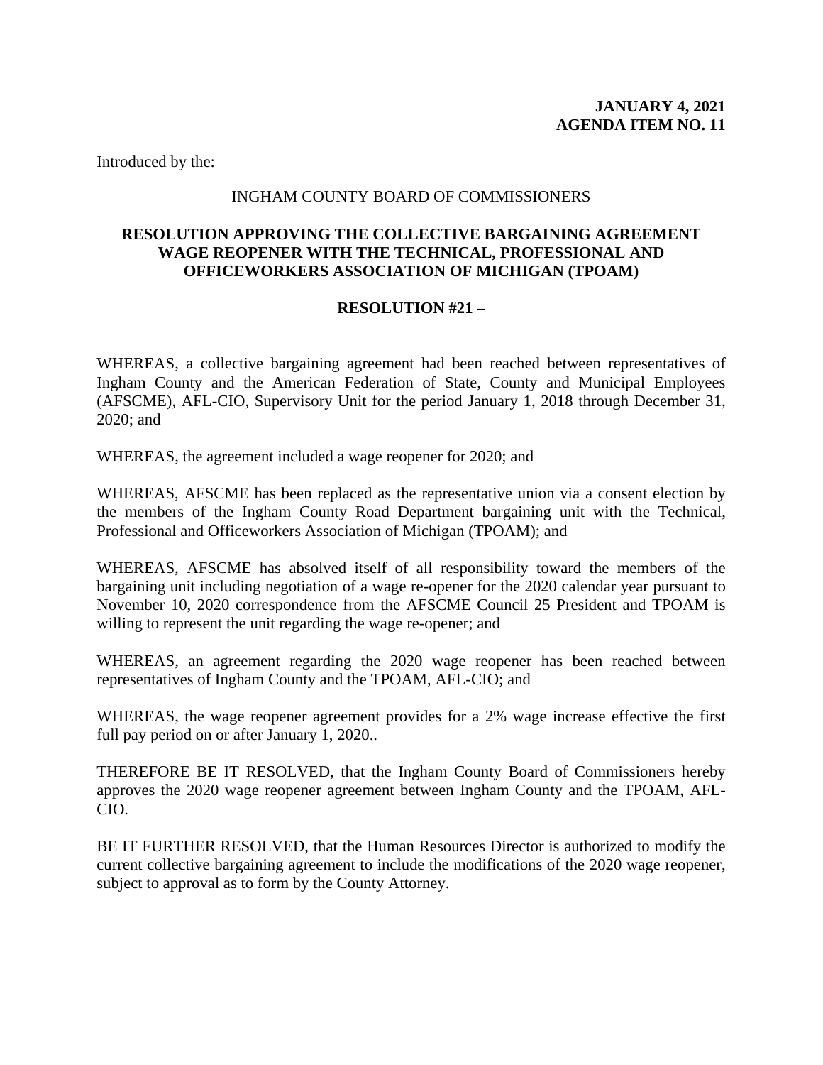**JANUARY 4, 2021**
**AGENDA ITEM NO. 11**

Introduced by the:

INGHAM COUNTY BOARD OF COMMISSIONERS

**RESOLUTION APPROVING THE COLLECTIVE BARGAINING AGREEMENT WAGE REOPENER WITH THE TECHNICAL, PROFESSIONAL AND OFFICEWORKERS ASSOCIATION OF MICHIGAN (TPOAM)**

**RESOLUTION #21 –**

WHEREAS, a collective bargaining agreement had been reached between representatives of Ingham County and the American Federation of State, County and Municipal Employees (AFSCME), AFL-CIO, Supervisory Unit for the period January 1, 2018 through December 31, 2020; and

WHEREAS, the agreement included a wage reopener for 2020; and

WHEREAS, AFSCME has been replaced as the representative union via a consent election by the members of the Ingham County Road Department bargaining unit with the Technical, Professional and Officeworkers Association of Michigan (TPOAM); and

WHEREAS, AFSCME has absolved itself of all responsibility toward the members of the bargaining unit including negotiation of a wage re-opener for the 2020 calendar year pursuant to November 10, 2020 correspondence from the AFSCME Council 25 President and TPOAM is willing to represent the unit regarding the wage re-opener; and

WHEREAS, an agreement regarding the 2020 wage reopener has been reached between representatives of Ingham County and the TPOAM, AFL-CIO; and

WHEREAS, the wage reopener agreement provides for a 2% wage increase effective the first full pay period on or after January 1, 2020..

THEREFORE BE IT RESOLVED, that the Ingham County Board of Commissioners hereby approves the 2020 wage reopener agreement between Ingham County and the TPOAM, AFL-CIO.

BE IT FURTHER RESOLVED, that the Human Resources Director is authorized to modify the current collective bargaining agreement to include the modifications of the 2020 wage reopener, subject to approval as to form by the County Attorney.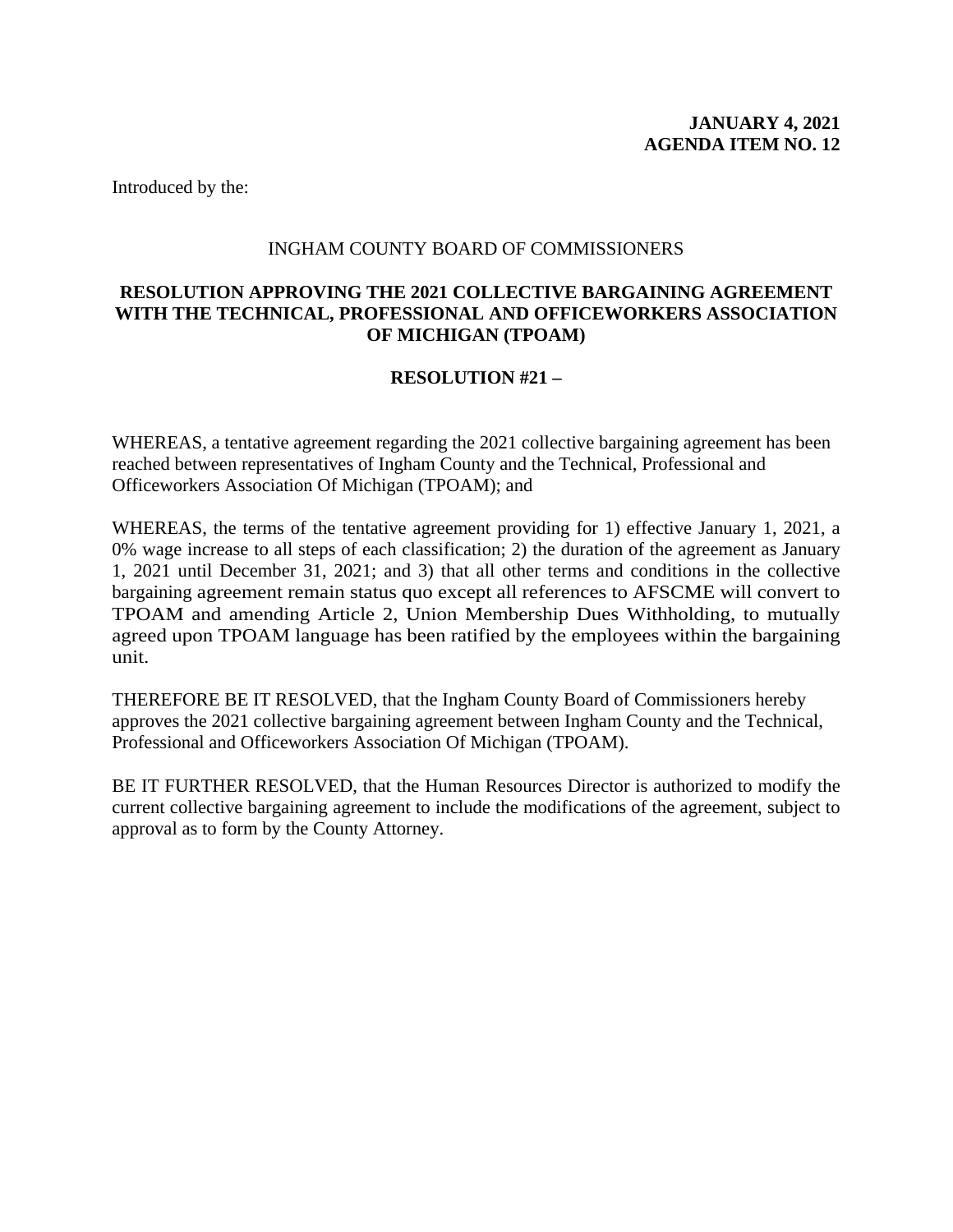**JANUARY 4, 2021**
**AGENDA ITEM NO. 12**

Introduced by the:

INGHAM COUNTY BOARD OF COMMISSIONERS

**RESOLUTION APPROVING THE 2021 COLLECTIVE BARGAINING AGREEMENT WITH THE TECHNICAL, PROFESSIONAL AND OFFICEWORKERS ASSOCIATION OF MICHIGAN (TPOAM)**

**RESOLUTION #21 –**

WHEREAS, a tentative agreement regarding the 2021 collective bargaining agreement has been reached between representatives of Ingham County and the Technical, Professional and Officeworkers Association Of Michigan (TPOAM); and

WHEREAS, the terms of the tentative agreement providing for 1) effective January 1, 2021, a 0% wage increase to all steps of each classification; 2) the duration of the agreement as January 1, 2021 until December 31, 2021; and 3) that all other terms and conditions in the collective bargaining agreement remain status quo except all references to AFSCME will convert to TPOAM and amending Article 2, Union Membership Dues Withholding, to mutually agreed upon TPOAM language has been ratified by the employees within the bargaining unit.

THEREFORE BE IT RESOLVED, that the Ingham County Board of Commissioners hereby approves the 2021 collective bargaining agreement between Ingham County and the Technical, Professional and Officeworkers Association Of Michigan (TPOAM).

BE IT FURTHER RESOLVED, that the Human Resources Director is authorized to modify the current collective bargaining agreement to include the modifications of the agreement, subject to approval as to form by the County Attorney.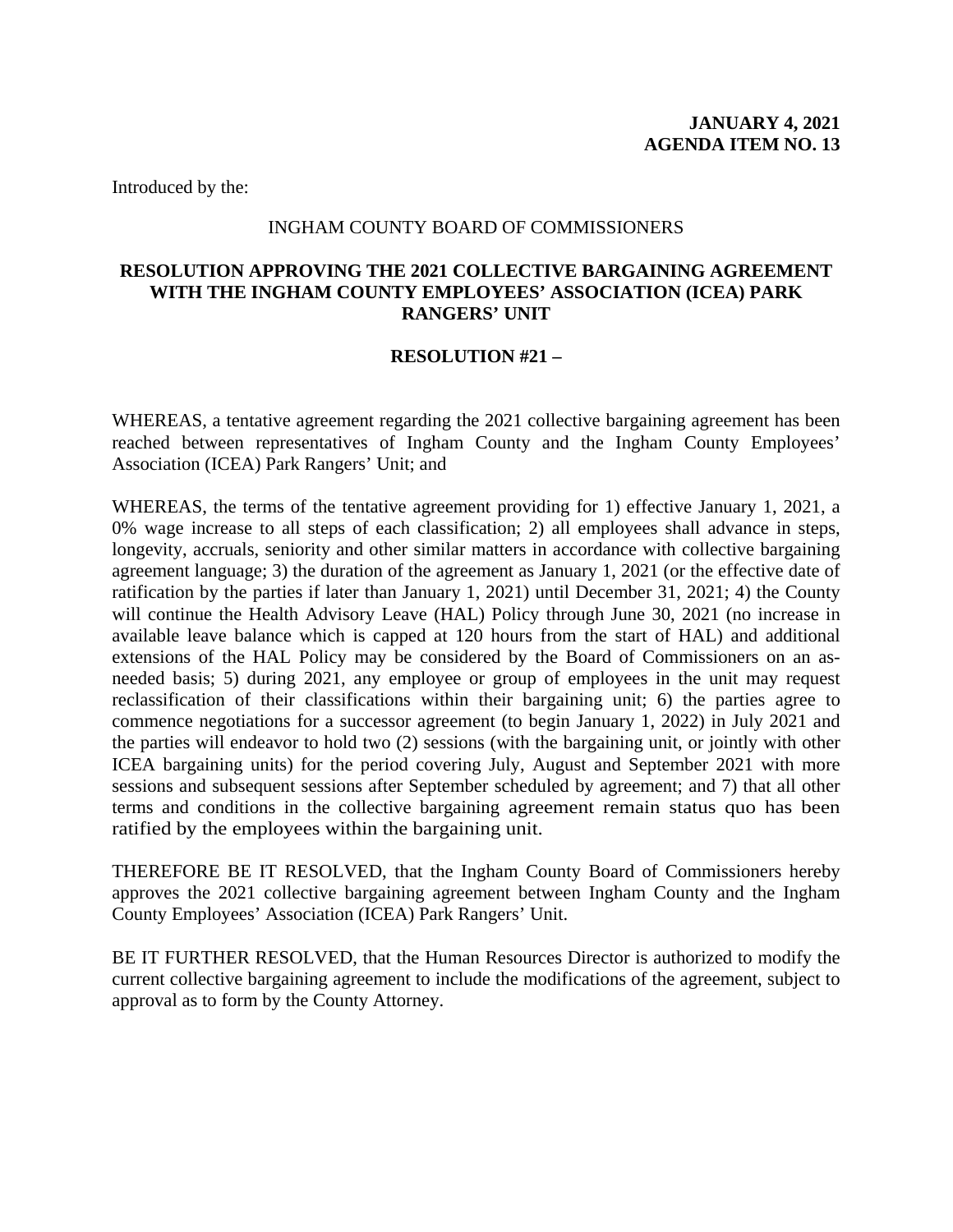**JANUARY 4, 2021**
**AGENDA ITEM NO. 13**

Introduced by the:

INGHAM COUNTY BOARD OF COMMISSIONERS

**RESOLUTION APPROVING THE 2021 COLLECTIVE BARGAINING AGREEMENT WITH THE INGHAM COUNTY EMPLOYEES' ASSOCIATION (ICEA) PARK RANGERS' UNIT**

**RESOLUTION #21 –**

WHEREAS, a tentative agreement regarding the 2021 collective bargaining agreement has been reached between representatives of Ingham County and the Ingham County Employees' Association (ICEA) Park Rangers' Unit; and

WHEREAS, the terms of the tentative agreement providing for 1) effective January 1, 2021, a 0% wage increase to all steps of each classification; 2) all employees shall advance in steps, longevity, accruals, seniority and other similar matters in accordance with collective bargaining agreement language; 3) the duration of the agreement as January 1, 2021 (or the effective date of ratification by the parties if later than January 1, 2021) until December 31, 2021; 4) the County will continue the Health Advisory Leave (HAL) Policy through June 30, 2021 (no increase in available leave balance which is capped at 120 hours from the start of HAL) and additional extensions of the HAL Policy may be considered by the Board of Commissioners on an as-needed basis; 5) during 2021, any employee or group of employees in the unit may request reclassification of their classifications within their bargaining unit; 6) the parties agree to commence negotiations for a successor agreement (to begin January 1, 2022) in July 2021 and the parties will endeavor to hold two (2) sessions (with the bargaining unit, or jointly with other ICEA bargaining units) for the period covering July, August and September 2021 with more sessions and subsequent sessions after September scheduled by agreement; and 7) that all other terms and conditions in the collective bargaining agreement remain status quo has been ratified by the employees within the bargaining unit.

THEREFORE BE IT RESOLVED, that the Ingham County Board of Commissioners hereby approves the 2021 collective bargaining agreement between Ingham County and the Ingham County Employees' Association (ICEA) Park Rangers' Unit.

BE IT FURTHER RESOLVED, that the Human Resources Director is authorized to modify the current collective bargaining agreement to include the modifications of the agreement, subject to approval as to form by the County Attorney.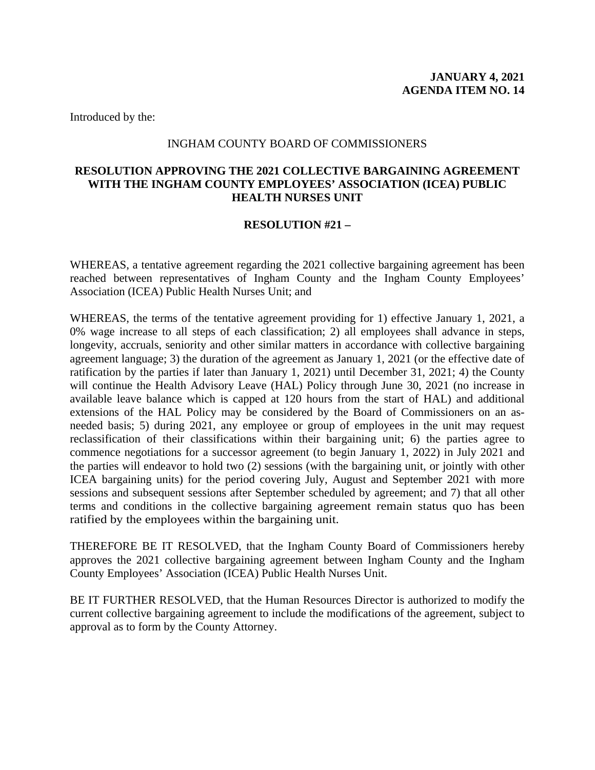**JANUARY 4, 2021**
**AGENDA ITEM NO. 14**

Introduced by the:

INGHAM COUNTY BOARD OF COMMISSIONERS

**RESOLUTION APPROVING THE 2021 COLLECTIVE BARGAINING AGREEMENT WITH THE INGHAM COUNTY EMPLOYEES' ASSOCIATION (ICEA) PUBLIC HEALTH NURSES UNIT**

**RESOLUTION #21 –**

WHEREAS, a tentative agreement regarding the 2021 collective bargaining agreement has been reached between representatives of Ingham County and the Ingham County Employees' Association (ICEA) Public Health Nurses Unit; and

WHEREAS, the terms of the tentative agreement providing for 1) effective January 1, 2021, a 0% wage increase to all steps of each classification; 2) all employees shall advance in steps, longevity, accruals, seniority and other similar matters in accordance with collective bargaining agreement language; 3) the duration of the agreement as January 1, 2021 (or the effective date of ratification by the parties if later than January 1, 2021) until December 31, 2021; 4) the County will continue the Health Advisory Leave (HAL) Policy through June 30, 2021 (no increase in available leave balance which is capped at 120 hours from the start of HAL) and additional extensions of the HAL Policy may be considered by the Board of Commissioners on an as-needed basis; 5) during 2021, any employee or group of employees in the unit may request reclassification of their classifications within their bargaining unit; 6) the parties agree to commence negotiations for a successor agreement (to begin January 1, 2022) in July 2021 and the parties will endeavor to hold two (2) sessions (with the bargaining unit, or jointly with other ICEA bargaining units) for the period covering July, August and September 2021 with more sessions and subsequent sessions after September scheduled by agreement; and 7) that all other terms and conditions in the collective bargaining agreement remain status quo has been ratified by the employees within the bargaining unit.

THEREFORE BE IT RESOLVED, that the Ingham County Board of Commissioners hereby approves the 2021 collective bargaining agreement between Ingham County and the Ingham County Employees' Association (ICEA) Public Health Nurses Unit.

BE IT FURTHER RESOLVED, that the Human Resources Director is authorized to modify the current collective bargaining agreement to include the modifications of the agreement, subject to approval as to form by the County Attorney.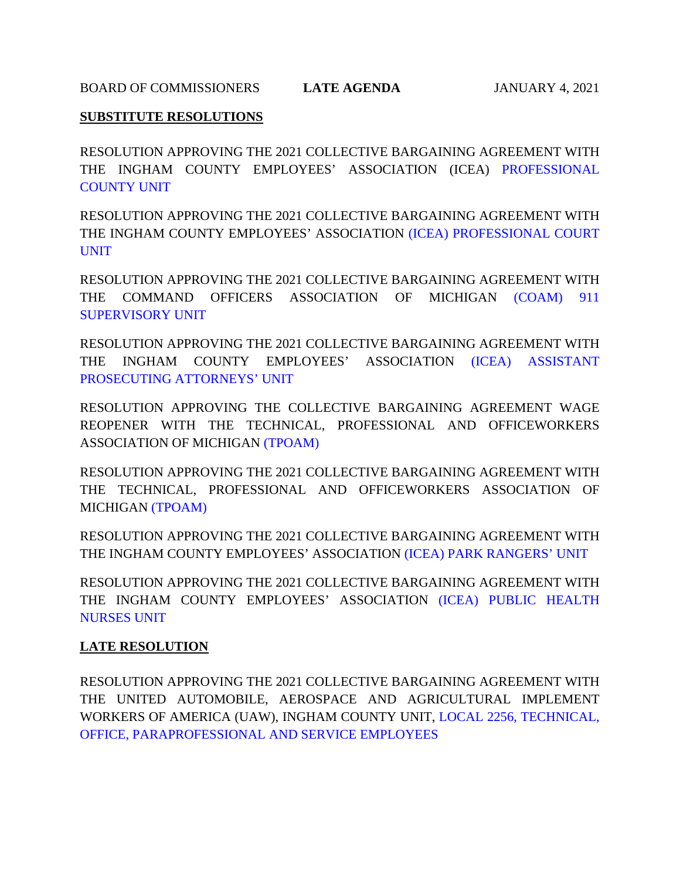BOARD OF COMMISSIONERS **LATE AGENDA** JANUARY 4, 2021

**SUBSTITUTE RESOLUTIONS**

RESOLUTION APPROVING THE 2021 COLLECTIVE BARGAINING AGREEMENT WITH THE INGHAM COUNTY EMPLOYEES' ASSOCIATION (ICEA) PROFESSIONAL COUNTY UNIT

RESOLUTION APPROVING THE 2021 COLLECTIVE BARGAINING AGREEMENT WITH THE INGHAM COUNTY EMPLOYEES' ASSOCIATION (ICEA) PROFESSIONAL COURT UNIT

RESOLUTION APPROVING THE 2021 COLLECTIVE BARGAINING AGREEMENT WITH THE COMMAND OFFICERS ASSOCIATION OF MICHIGAN (COAM) 911 SUPERVISORY UNIT

RESOLUTION APPROVING THE 2021 COLLECTIVE BARGAINING AGREEMENT WITH THE INGHAM COUNTY EMPLOYEES' ASSOCIATION (ICEA) ASSISTANT PROSECUTING ATTORNEYS' UNIT

RESOLUTION APPROVING THE COLLECTIVE BARGAINING AGREEMENT WAGE REOPENER WITH THE TECHNICAL, PROFESSIONAL AND OFFICEWORKERS ASSOCIATION OF MICHIGAN (TPOAM)

RESOLUTION APPROVING THE 2021 COLLECTIVE BARGAINING AGREEMENT WITH THE TECHNICAL, PROFESSIONAL AND OFFICEWORKERS ASSOCIATION OF MICHIGAN (TPOAM)

RESOLUTION APPROVING THE 2021 COLLECTIVE BARGAINING AGREEMENT WITH THE INGHAM COUNTY EMPLOYEES' ASSOCIATION (ICEA) PARK RANGERS' UNIT

RESOLUTION APPROVING THE 2021 COLLECTIVE BARGAINING AGREEMENT WITH THE INGHAM COUNTY EMPLOYEES' ASSOCIATION (ICEA) PUBLIC HEALTH NURSES UNIT

**LATE RESOLUTION**

RESOLUTION APPROVING THE 2021 COLLECTIVE BARGAINING AGREEMENT WITH THE UNITED AUTOMOBILE, AEROSPACE AND AGRICULTURAL IMPLEMENT WORKERS OF AMERICA (UAW), INGHAM COUNTY UNIT, LOCAL 2256, TECHNICAL, OFFICE, PARAPROFESSIONAL AND SERVICE EMPLOYEES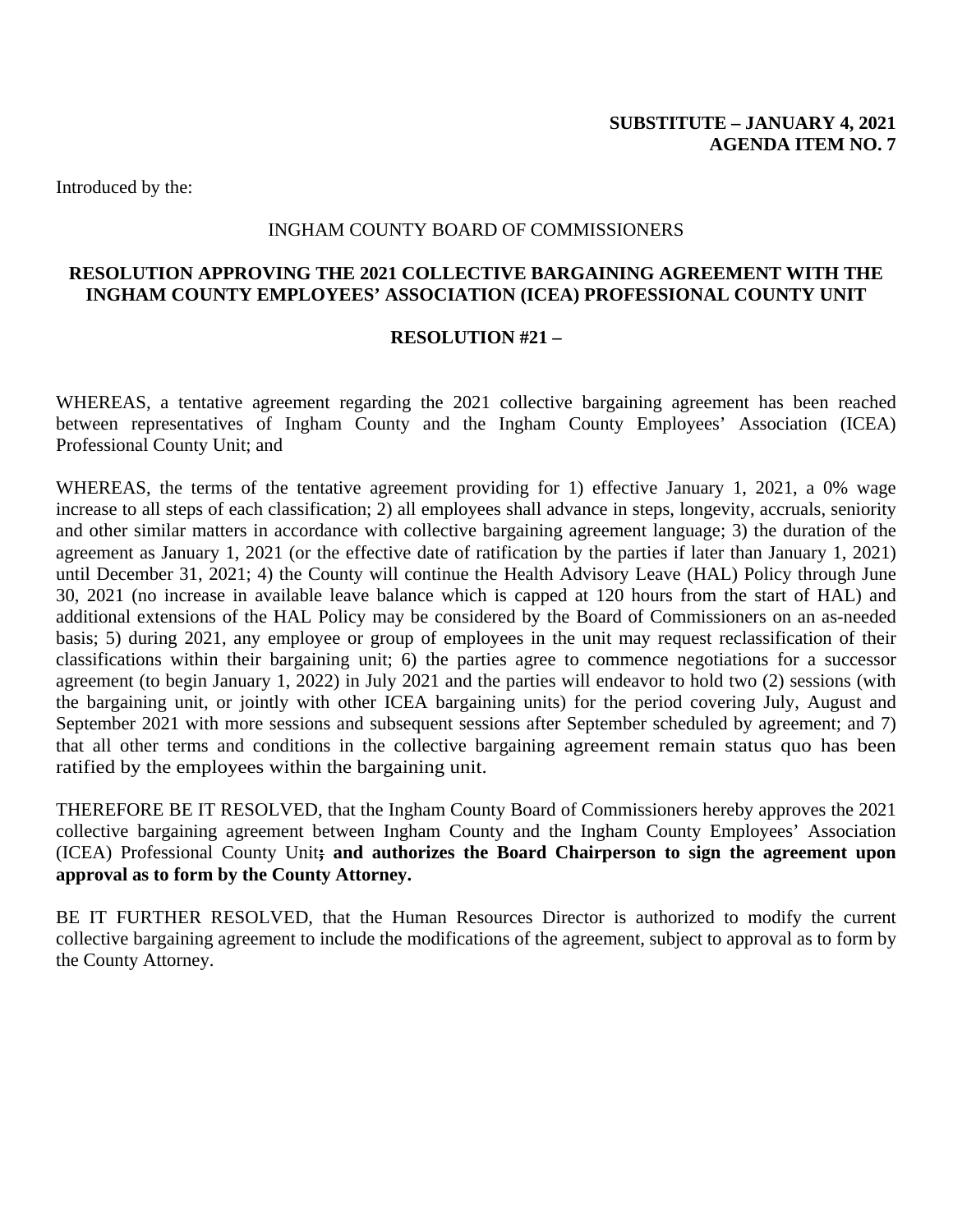**SUBSTITUTE – JANUARY 4, 2021**
**AGENDA ITEM NO. 7**

Introduced by the:

INGHAM COUNTY BOARD OF COMMISSIONERS

**RESOLUTION APPROVING THE 2021 COLLECTIVE BARGAINING AGREEMENT WITH THE INGHAM COUNTY EMPLOYEES' ASSOCIATION (ICEA) PROFESSIONAL COUNTY UNIT**

**RESOLUTION #21 –**

WHEREAS, a tentative agreement regarding the 2021 collective bargaining agreement has been reached between representatives of Ingham County and the Ingham County Employees' Association (ICEA) Professional County Unit; and

WHEREAS, the terms of the tentative agreement providing for 1) effective January 1, 2021, a 0% wage increase to all steps of each classification; 2) all employees shall advance in steps, longevity, accruals, seniority and other similar matters in accordance with collective bargaining agreement language; 3) the duration of the agreement as January 1, 2021 (or the effective date of ratification by the parties if later than January 1, 2021) until December 31, 2021; 4) the County will continue the Health Advisory Leave (HAL) Policy through June 30, 2021 (no increase in available leave balance which is capped at 120 hours from the start of HAL) and additional extensions of the HAL Policy may be considered by the Board of Commissioners on an as-needed basis; 5) during 2021, any employee or group of employees in the unit may request reclassification of their classifications within their bargaining unit; 6) the parties agree to commence negotiations for a successor agreement (to begin January 1, 2022) in July 2021 and the parties will endeavor to hold two (2) sessions (with the bargaining unit, or jointly with other ICEA bargaining units) for the period covering July, August and September 2021 with more sessions and subsequent sessions after September scheduled by agreement; and 7) that all other terms and conditions in the collective bargaining agreement remain status quo has been ratified by the employees within the bargaining unit.

THEREFORE BE IT RESOLVED, that the Ingham County Board of Commissioners hereby approves the 2021 collective bargaining agreement between Ingham County and the Ingham County Employees' Association (ICEA) Professional County Unit**; and authorizes the Board Chairperson to sign the agreement upon approval as to form by the County Attorney.**

BE IT FURTHER RESOLVED, that the Human Resources Director is authorized to modify the current collective bargaining agreement to include the modifications of the agreement, subject to approval as to form by the County Attorney.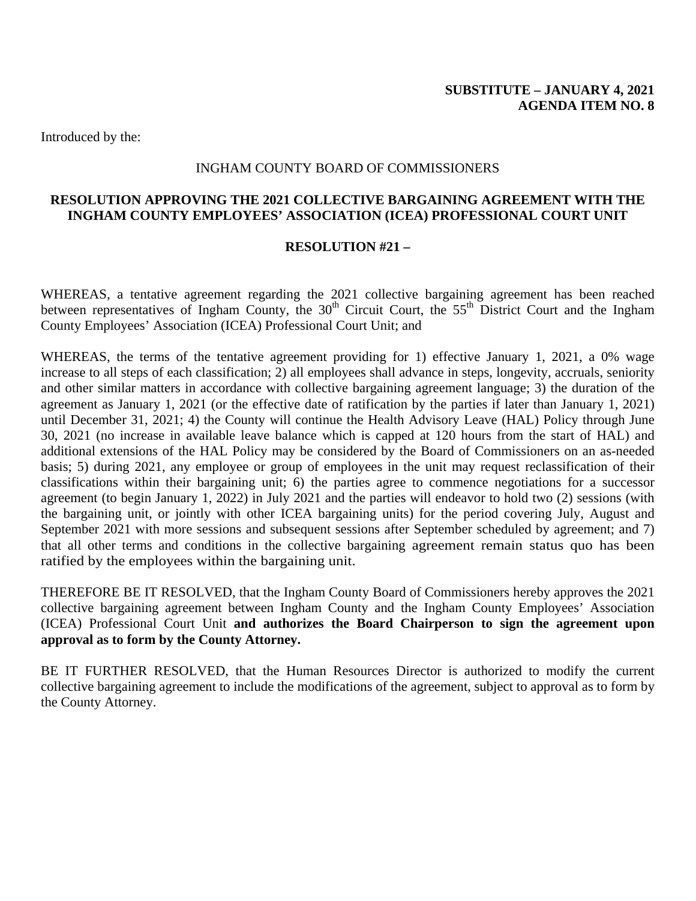**SUBSTITUTE – JANUARY 4, 2021**
**AGENDA ITEM NO. 8**

Introduced by the:

INGHAM COUNTY BOARD OF COMMISSIONERS

**RESOLUTION APPROVING THE 2021 COLLECTIVE BARGAINING AGREEMENT WITH THE INGHAM COUNTY EMPLOYEES' ASSOCIATION (ICEA) PROFESSIONAL COURT UNIT**

**RESOLUTION #21 –**

WHEREAS, a tentative agreement regarding the 2021 collective bargaining agreement has been reached between representatives of Ingham County, the 30th Circuit Court, the 55th District Court and the Ingham County Employees' Association (ICEA) Professional Court Unit; and

WHEREAS, the terms of the tentative agreement providing for 1) effective January 1, 2021, a 0% wage increase to all steps of each classification; 2) all employees shall advance in steps, longevity, accruals, seniority and other similar matters in accordance with collective bargaining agreement language; 3) the duration of the agreement as January 1, 2021 (or the effective date of ratification by the parties if later than January 1, 2021) until December 31, 2021; 4) the County will continue the Health Advisory Leave (HAL) Policy through June 30, 2021 (no increase in available leave balance which is capped at 120 hours from the start of HAL) and additional extensions of the HAL Policy may be considered by the Board of Commissioners on an as-needed basis; 5) during 2021, any employee or group of employees in the unit may request reclassification of their classifications within their bargaining unit; 6) the parties agree to commence negotiations for a successor agreement (to begin January 1, 2022) in July 2021 and the parties will endeavor to hold two (2) sessions (with the bargaining unit, or jointly with other ICEA bargaining units) for the period covering July, August and September 2021 with more sessions and subsequent sessions after September scheduled by agreement; and 7) that all other terms and conditions in the collective bargaining agreement remain status quo has been ratified by the employees within the bargaining unit.

THEREFORE BE IT RESOLVED, that the Ingham County Board of Commissioners hereby approves the 2021 collective bargaining agreement between Ingham County and the Ingham County Employees' Association (ICEA) Professional Court Unit **and authorizes the Board Chairperson to sign the agreement upon approval as to form by the County Attorney.**

BE IT FURTHER RESOLVED, that the Human Resources Director is authorized to modify the current collective bargaining agreement to include the modifications of the agreement, subject to approval as to form by the County Attorney.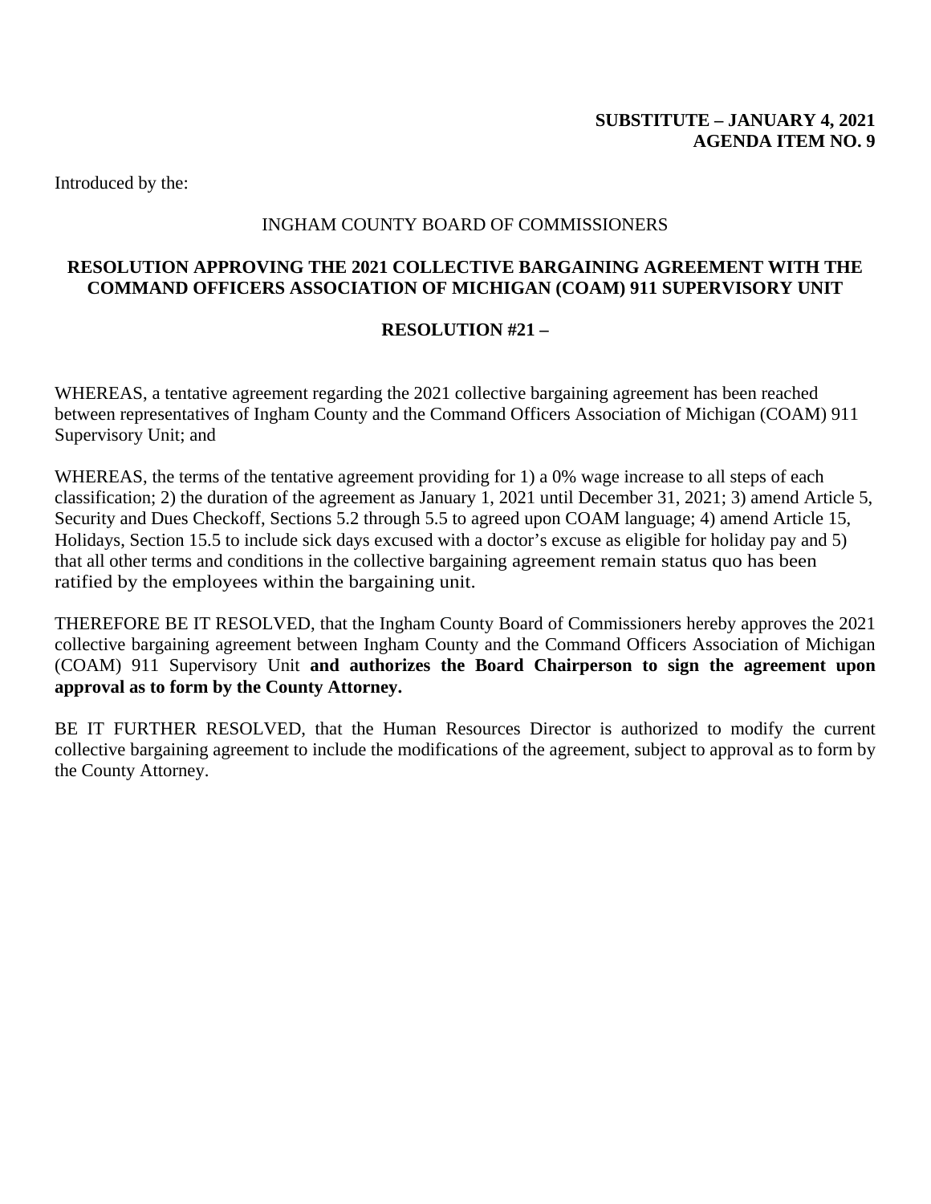**SUBSTITUTE – JANUARY 4, 2021**
**AGENDA ITEM NO. 9**

Introduced by the:

INGHAM COUNTY BOARD OF COMMISSIONERS

**RESOLUTION APPROVING THE 2021 COLLECTIVE BARGAINING AGREEMENT WITH THE COMMAND OFFICERS ASSOCIATION OF MICHIGAN (COAM) 911 SUPERVISORY UNIT**

**RESOLUTION #21 –**

WHEREAS, a tentative agreement regarding the 2021 collective bargaining agreement has been reached between representatives of Ingham County and the Command Officers Association of Michigan (COAM) 911 Supervisory Unit; and

WHEREAS, the terms of the tentative agreement providing for 1) a 0% wage increase to all steps of each classification; 2) the duration of the agreement as January 1, 2021 until December 31, 2021; 3) amend Article 5, Security and Dues Checkoff, Sections 5.2 through 5.5 to agreed upon COAM language; 4) amend Article 15, Holidays, Section 15.5 to include sick days excused with a doctor's excuse as eligible for holiday pay and 5) that all other terms and conditions in the collective bargaining agreement remain status quo has been ratified by the employees within the bargaining unit.

THEREFORE BE IT RESOLVED, that the Ingham County Board of Commissioners hereby approves the 2021 collective bargaining agreement between Ingham County and the Command Officers Association of Michigan (COAM) 911 Supervisory Unit **and authorizes the Board Chairperson to sign the agreement upon approval as to form by the County Attorney.**

BE IT FURTHER RESOLVED, that the Human Resources Director is authorized to modify the current collective bargaining agreement to include the modifications of the agreement, subject to approval as to form by the County Attorney.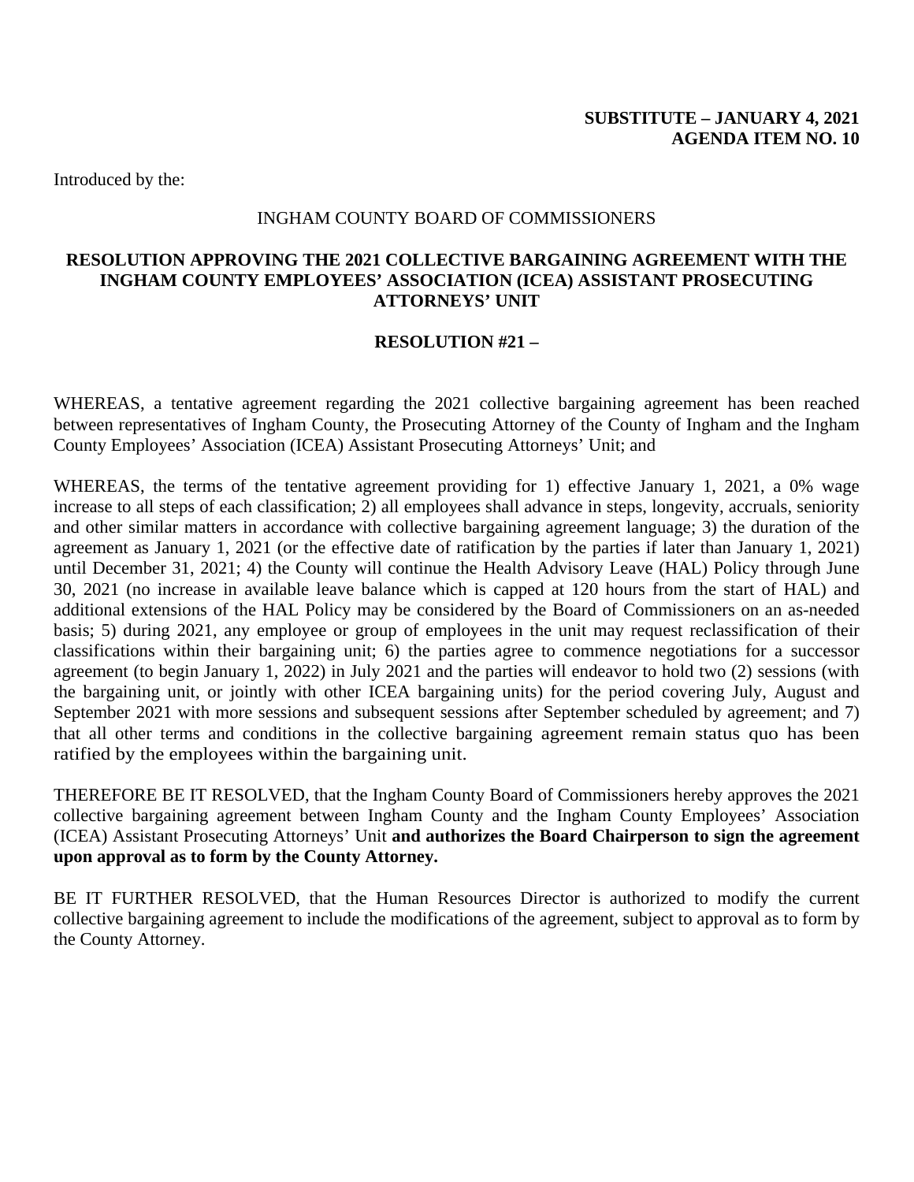**SUBSTITUTE – JANUARY 4, 2021**
**AGENDA ITEM NO. 10**

Introduced by the:

INGHAM COUNTY BOARD OF COMMISSIONERS

**RESOLUTION APPROVING THE 2021 COLLECTIVE BARGAINING AGREEMENT WITH THE INGHAM COUNTY EMPLOYEES' ASSOCIATION (ICEA) ASSISTANT PROSECUTING ATTORNEYS' UNIT**

**RESOLUTION #21 –**

WHEREAS, a tentative agreement regarding the 2021 collective bargaining agreement has been reached between representatives of Ingham County, the Prosecuting Attorney of the County of Ingham and the Ingham County Employees' Association (ICEA) Assistant Prosecuting Attorneys' Unit; and

WHEREAS, the terms of the tentative agreement providing for 1) effective January 1, 2021, a 0% wage increase to all steps of each classification; 2) all employees shall advance in steps, longevity, accruals, seniority and other similar matters in accordance with collective bargaining agreement language; 3) the duration of the agreement as January 1, 2021 (or the effective date of ratification by the parties if later than January 1, 2021) until December 31, 2021; 4) the County will continue the Health Advisory Leave (HAL) Policy through June 30, 2021 (no increase in available leave balance which is capped at 120 hours from the start of HAL) and additional extensions of the HAL Policy may be considered by the Board of Commissioners on an as-needed basis; 5) during 2021, any employee or group of employees in the unit may request reclassification of their classifications within their bargaining unit; 6) the parties agree to commence negotiations for a successor agreement (to begin January 1, 2022) in July 2021 and the parties will endeavor to hold two (2) sessions (with the bargaining unit, or jointly with other ICEA bargaining units) for the period covering July, August and September 2021 with more sessions and subsequent sessions after September scheduled by agreement; and 7) that all other terms and conditions in the collective bargaining agreement remain status quo has been ratified by the employees within the bargaining unit.

THEREFORE BE IT RESOLVED, that the Ingham County Board of Commissioners hereby approves the 2021 collective bargaining agreement between Ingham County and the Ingham County Employees' Association (ICEA) Assistant Prosecuting Attorneys' Unit **and authorizes the Board Chairperson to sign the agreement upon approval as to form by the County Attorney.**

BE IT FURTHER RESOLVED, that the Human Resources Director is authorized to modify the current collective bargaining agreement to include the modifications of the agreement, subject to approval as to form by the County Attorney.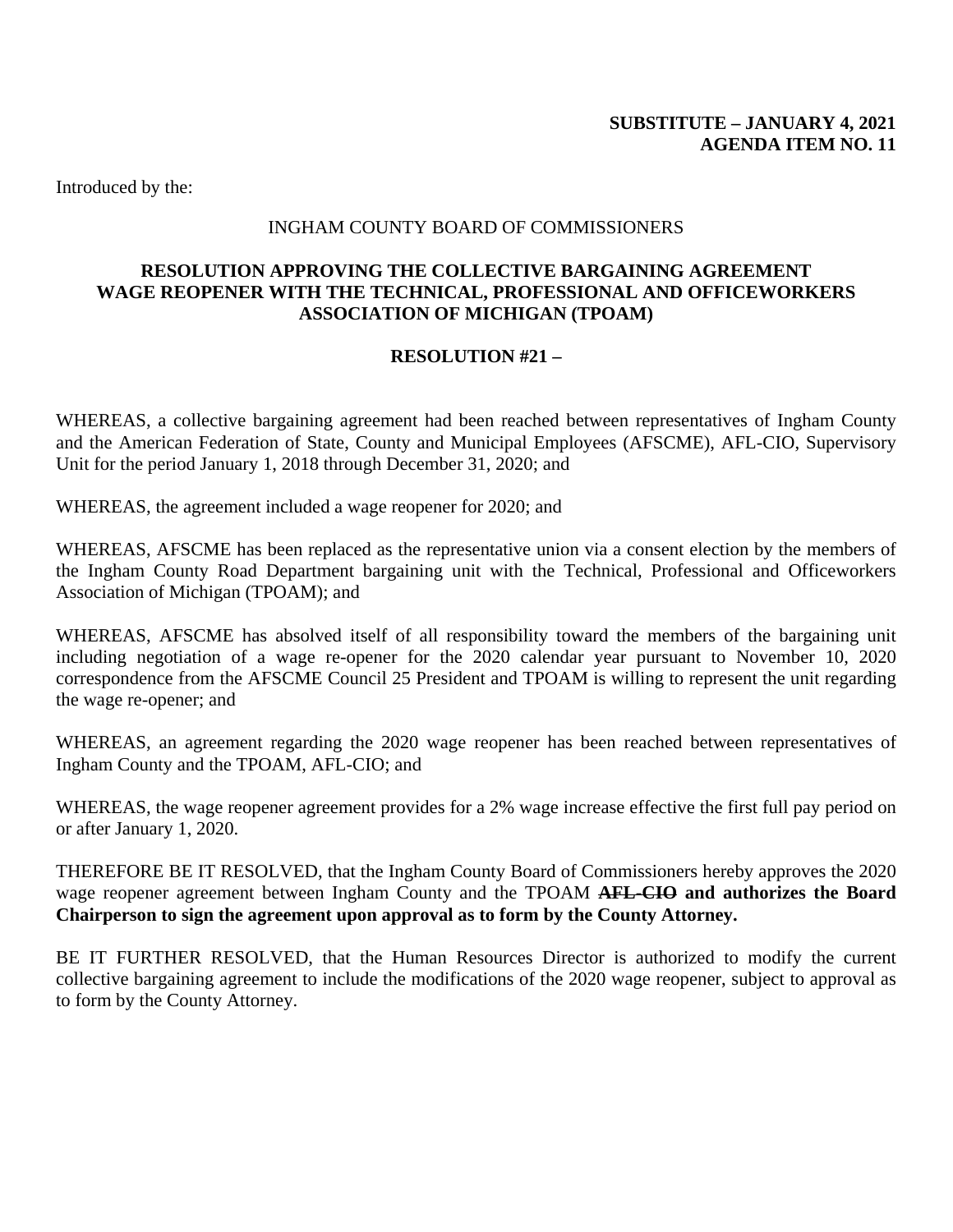**SUBSTITUTE – JANUARY 4, 2021**
**AGENDA ITEM NO. 11**

Introduced by the:

INGHAM COUNTY BOARD OF COMMISSIONERS

## RESOLUTION APPROVING THE COLLECTIVE BARGAINING AGREEMENT WAGE REOPENER WITH THE TECHNICAL, PROFESSIONAL AND OFFICEWORKERS ASSOCIATION OF MICHIGAN (TPOAM)

**RESOLUTION #21 –**

WHEREAS, a collective bargaining agreement had been reached between representatives of Ingham County and the American Federation of State, County and Municipal Employees (AFSCME), AFL-CIO, Supervisory Unit for the period January 1, 2018 through December 31, 2020; and

WHEREAS, the agreement included a wage reopener for 2020; and

WHEREAS, AFSCME has been replaced as the representative union via a consent election by the members of the Ingham County Road Department bargaining unit with the Technical, Professional and Officeworkers Association of Michigan (TPOAM); and

WHEREAS, AFSCME has absolved itself of all responsibility toward the members of the bargaining unit including negotiation of a wage re-opener for the 2020 calendar year pursuant to November 10, 2020 correspondence from the AFSCME Council 25 President and TPOAM is willing to represent the unit regarding the wage re-opener; and

WHEREAS, an agreement regarding the 2020 wage reopener has been reached between representatives of Ingham County and the TPOAM, AFL-CIO; and

WHEREAS, the wage reopener agreement provides for a 2% wage increase effective the first full pay period on or after January 1, 2020.

THEREFORE BE IT RESOLVED, that the Ingham County Board of Commissioners hereby approves the 2020 wage reopener agreement between Ingham County and the TPOAM ~~**AFL-CIO**~~ **and authorizes the Board Chairperson to sign the agreement upon approval as to form by the County Attorney.**

BE IT FURTHER RESOLVED, that the Human Resources Director is authorized to modify the current collective bargaining agreement to include the modifications of the 2020 wage reopener, subject to approval as to form by the County Attorney.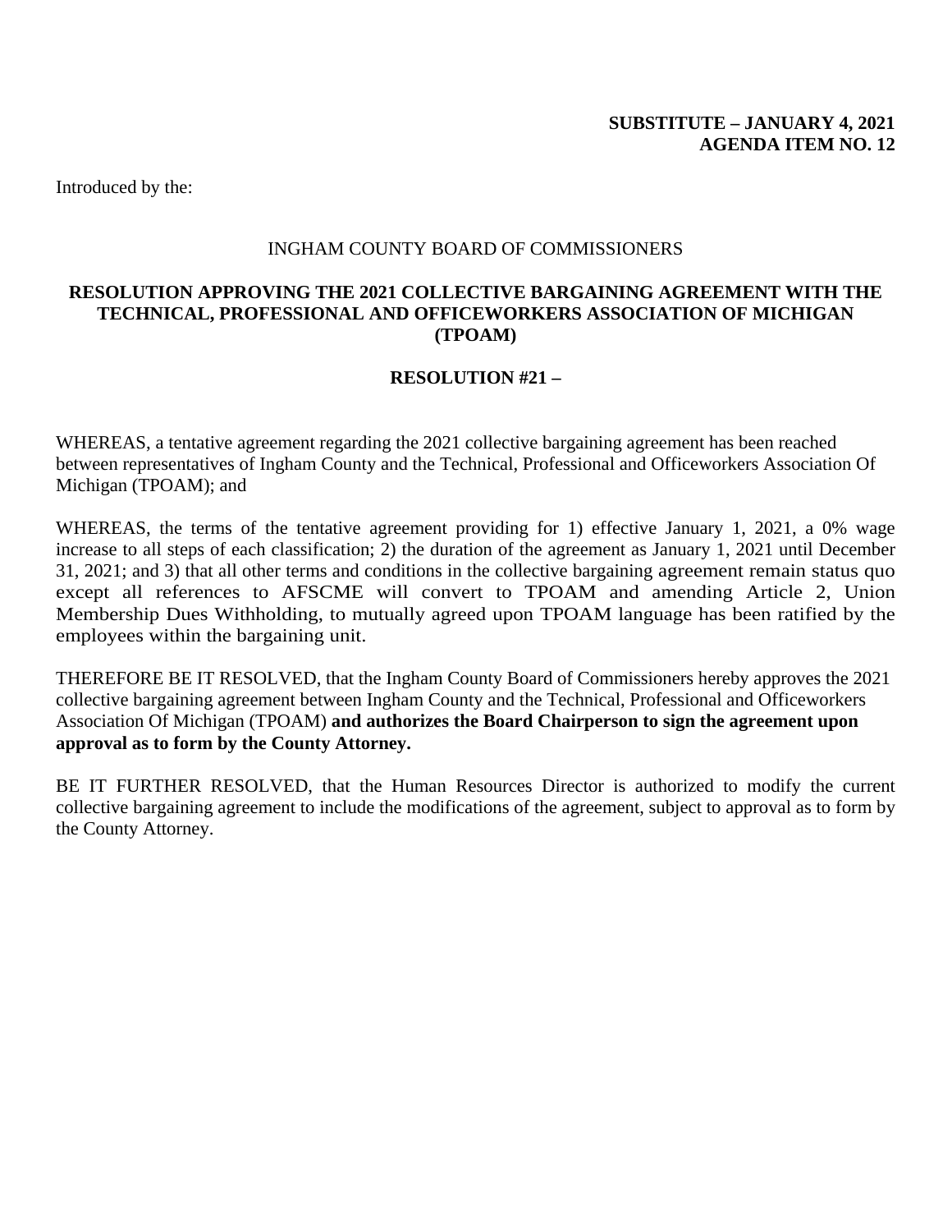**SUBSTITUTE – JANUARY 4, 2021**
**AGENDA ITEM NO. 12**

Introduced by the:

INGHAM COUNTY BOARD OF COMMISSIONERS

## RESOLUTION APPROVING THE 2021 COLLECTIVE BARGAINING AGREEMENT WITH THE TECHNICAL, PROFESSIONAL AND OFFICEWORKERS ASSOCIATION OF MICHIGAN (TPOAM)

**RESOLUTION #21 –**

WHEREAS, a tentative agreement regarding the 2021 collective bargaining agreement has been reached between representatives of Ingham County and the Technical, Professional and Officeworkers Association Of Michigan (TPOAM); and

WHEREAS, the terms of the tentative agreement providing for 1) effective January 1, 2021, a 0% wage increase to all steps of each classification; 2) the duration of the agreement as January 1, 2021 until December 31, 2021; and 3) that all other terms and conditions in the collective bargaining agreement remain status quo except all references to AFSCME will convert to TPOAM and amending Article 2, Union Membership Dues Withholding, to mutually agreed upon TPOAM language has been ratified by the employees within the bargaining unit.

THEREFORE BE IT RESOLVED, that the Ingham County Board of Commissioners hereby approves the 2021 collective bargaining agreement between Ingham County and the Technical, Professional and Officeworkers Association Of Michigan (TPOAM) **and authorizes the Board Chairperson to sign the agreement upon approval as to form by the County Attorney.**

BE IT FURTHER RESOLVED, that the Human Resources Director is authorized to modify the current collective bargaining agreement to include the modifications of the agreement, subject to approval as to form by the County Attorney.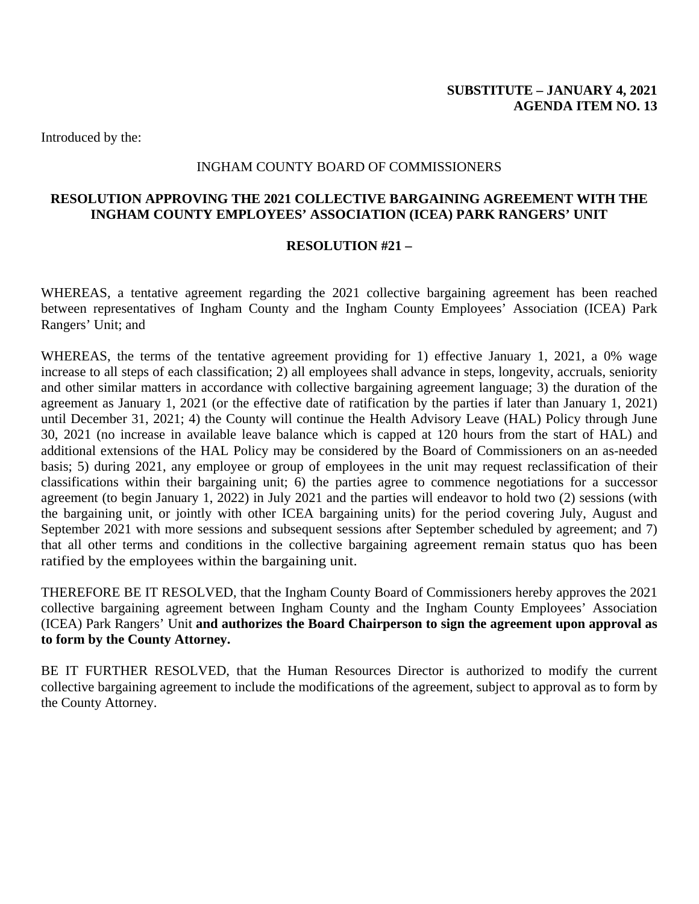**SUBSTITUTE – JANUARY 4, 2021**
**AGENDA ITEM NO. 13**

Introduced by the:

INGHAM COUNTY BOARD OF COMMISSIONERS

**RESOLUTION APPROVING THE 2021 COLLECTIVE BARGAINING AGREEMENT WITH THE INGHAM COUNTY EMPLOYEES' ASSOCIATION (ICEA) PARK RANGERS' UNIT**

**RESOLUTION #21 –**

WHEREAS, a tentative agreement regarding the 2021 collective bargaining agreement has been reached between representatives of Ingham County and the Ingham County Employees' Association (ICEA) Park Rangers' Unit; and

WHEREAS, the terms of the tentative agreement providing for 1) effective January 1, 2021, a 0% wage increase to all steps of each classification; 2) all employees shall advance in steps, longevity, accruals, seniority and other similar matters in accordance with collective bargaining agreement language; 3) the duration of the agreement as January 1, 2021 (or the effective date of ratification by the parties if later than January 1, 2021) until December 31, 2021; 4) the County will continue the Health Advisory Leave (HAL) Policy through June 30, 2021 (no increase in available leave balance which is capped at 120 hours from the start of HAL) and additional extensions of the HAL Policy may be considered by the Board of Commissioners on an as-needed basis; 5) during 2021, any employee or group of employees in the unit may request reclassification of their classifications within their bargaining unit; 6) the parties agree to commence negotiations for a successor agreement (to begin January 1, 2022) in July 2021 and the parties will endeavor to hold two (2) sessions (with the bargaining unit, or jointly with other ICEA bargaining units) for the period covering July, August and September 2021 with more sessions and subsequent sessions after September scheduled by agreement; and 7) that all other terms and conditions in the collective bargaining agreement remain status quo has been ratified by the employees within the bargaining unit.

THEREFORE BE IT RESOLVED, that the Ingham County Board of Commissioners hereby approves the 2021 collective bargaining agreement between Ingham County and the Ingham County Employees' Association (ICEA) Park Rangers' Unit **and authorizes the Board Chairperson to sign the agreement upon approval as to form by the County Attorney.**

BE IT FURTHER RESOLVED, that the Human Resources Director is authorized to modify the current collective bargaining agreement to include the modifications of the agreement, subject to approval as to form by the County Attorney.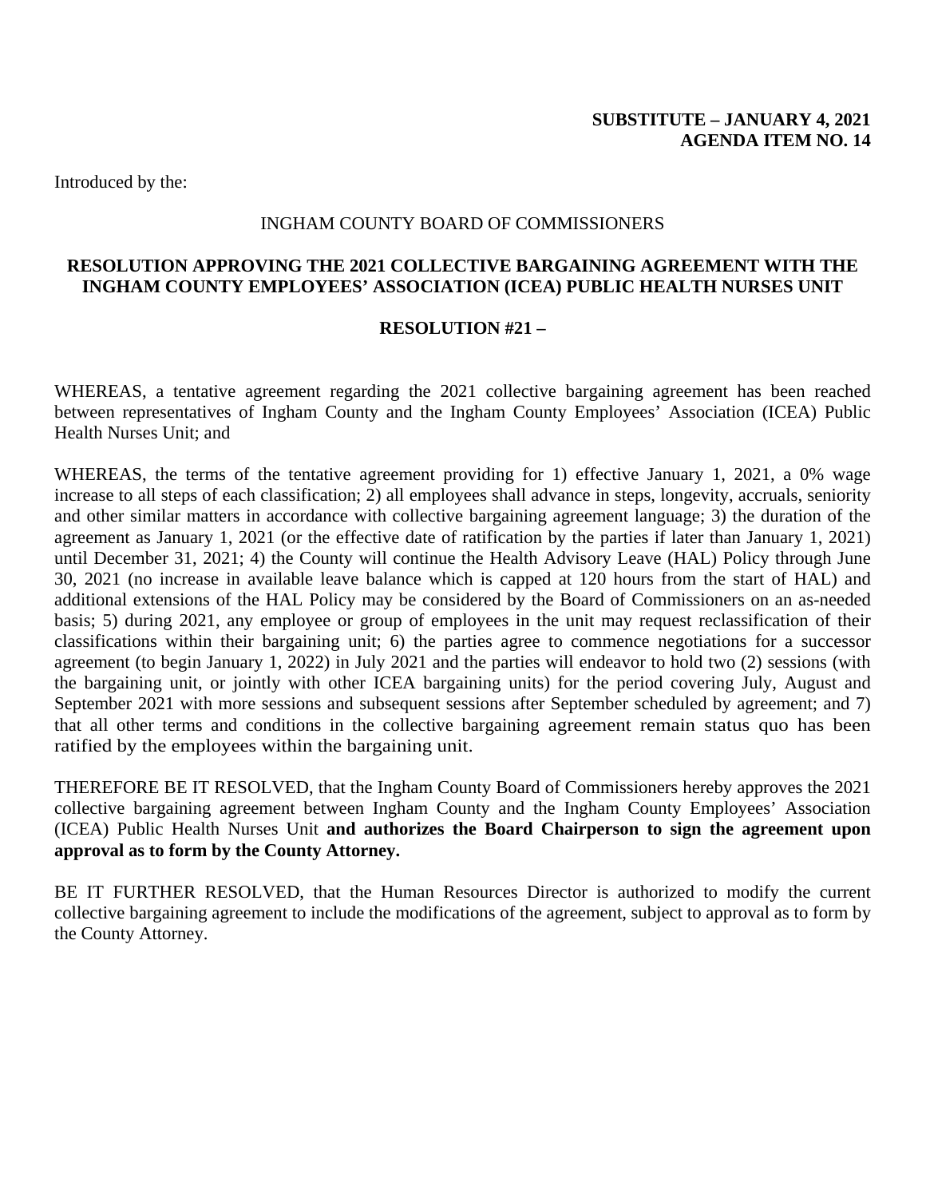**SUBSTITUTE – JANUARY 4, 2021**
**AGENDA ITEM NO. 14**

Introduced by the:

INGHAM COUNTY BOARD OF COMMISSIONERS

**RESOLUTION APPROVING THE 2021 COLLECTIVE BARGAINING AGREEMENT WITH THE INGHAM COUNTY EMPLOYEES' ASSOCIATION (ICEA) PUBLIC HEALTH NURSES UNIT**

**RESOLUTION #21 –**

WHEREAS, a tentative agreement regarding the 2021 collective bargaining agreement has been reached between representatives of Ingham County and the Ingham County Employees' Association (ICEA) Public Health Nurses Unit; and

WHEREAS, the terms of the tentative agreement providing for 1) effective January 1, 2021, a 0% wage increase to all steps of each classification; 2) all employees shall advance in steps, longevity, accruals, seniority and other similar matters in accordance with collective bargaining agreement language; 3) the duration of the agreement as January 1, 2021 (or the effective date of ratification by the parties if later than January 1, 2021) until December 31, 2021; 4) the County will continue the Health Advisory Leave (HAL) Policy through June 30, 2021 (no increase in available leave balance which is capped at 120 hours from the start of HAL) and additional extensions of the HAL Policy may be considered by the Board of Commissioners on an as-needed basis; 5) during 2021, any employee or group of employees in the unit may request reclassification of their classifications within their bargaining unit; 6) the parties agree to commence negotiations for a successor agreement (to begin January 1, 2022) in July 2021 and the parties will endeavor to hold two (2) sessions (with the bargaining unit, or jointly with other ICEA bargaining units) for the period covering July, August and September 2021 with more sessions and subsequent sessions after September scheduled by agreement; and 7) that all other terms and conditions in the collective bargaining agreement remain status quo has been ratified by the employees within the bargaining unit.

THEREFORE BE IT RESOLVED, that the Ingham County Board of Commissioners hereby approves the 2021 collective bargaining agreement between Ingham County and the Ingham County Employees' Association (ICEA) Public Health Nurses Unit **and authorizes the Board Chairperson to sign the agreement upon approval as to form by the County Attorney.**

BE IT FURTHER RESOLVED, that the Human Resources Director is authorized to modify the current collective bargaining agreement to include the modifications of the agreement, subject to approval as to form by the County Attorney.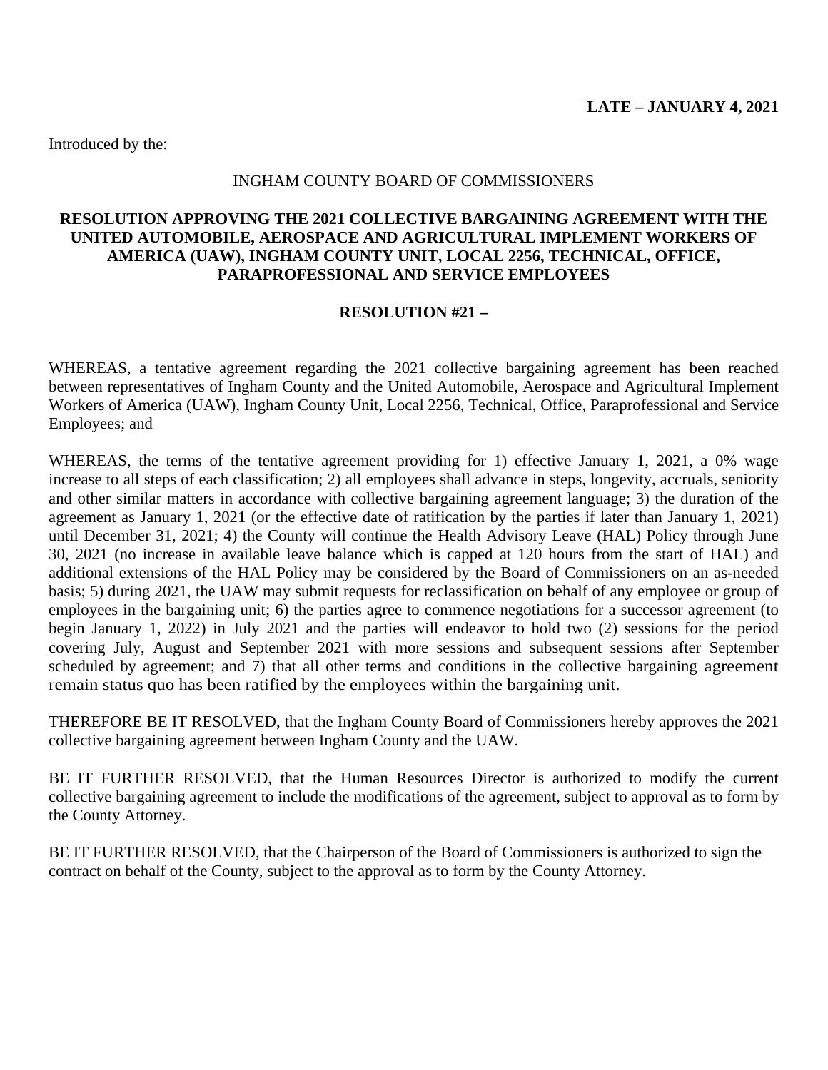**LATE – JANUARY 4, 2021**

Introduced by the:

INGHAM COUNTY BOARD OF COMMISSIONERS

**RESOLUTION APPROVING THE 2021 COLLECTIVE BARGAINING AGREEMENT WITH THE UNITED AUTOMOBILE, AEROSPACE AND AGRICULTURAL IMPLEMENT WORKERS OF AMERICA (UAW), INGHAM COUNTY UNIT, LOCAL 2256, TECHNICAL, OFFICE, PARAPROFESSIONAL AND SERVICE EMPLOYEES**

**RESOLUTION #21 –**

WHEREAS, a tentative agreement regarding the 2021 collective bargaining agreement has been reached between representatives of Ingham County and the United Automobile, Aerospace and Agricultural Implement Workers of America (UAW), Ingham County Unit, Local 2256, Technical, Office, Paraprofessional and Service Employees; and

WHEREAS, the terms of the tentative agreement providing for 1) effective January 1, 2021, a 0% wage increase to all steps of each classification; 2) all employees shall advance in steps, longevity, accruals, seniority and other similar matters in accordance with collective bargaining agreement language; 3) the duration of the agreement as January 1, 2021 (or the effective date of ratification by the parties if later than January 1, 2021) until December 31, 2021; 4) the County will continue the Health Advisory Leave (HAL) Policy through June 30, 2021 (no increase in available leave balance which is capped at 120 hours from the start of HAL) and additional extensions of the HAL Policy may be considered by the Board of Commissioners on an as-needed basis; 5) during 2021, the UAW may submit requests for reclassification on behalf of any employee or group of employees in the bargaining unit; 6) the parties agree to commence negotiations for a successor agreement (to begin January 1, 2022) in July 2021 and the parties will endeavor to hold two (2) sessions for the period covering July, August and September 2021 with more sessions and subsequent sessions after September scheduled by agreement; and 7) that all other terms and conditions in the collective bargaining agreement remain status quo has been ratified by the employees within the bargaining unit.

THEREFORE BE IT RESOLVED, that the Ingham County Board of Commissioners hereby approves the 2021 collective bargaining agreement between Ingham County and the UAW.

BE IT FURTHER RESOLVED, that the Human Resources Director is authorized to modify the current collective bargaining agreement to include the modifications of the agreement, subject to approval as to form by the County Attorney.

BE IT FURTHER RESOLVED, that the Chairperson of the Board of Commissioners is authorized to sign the contract on behalf of the County, subject to the approval as to form by the County Attorney.